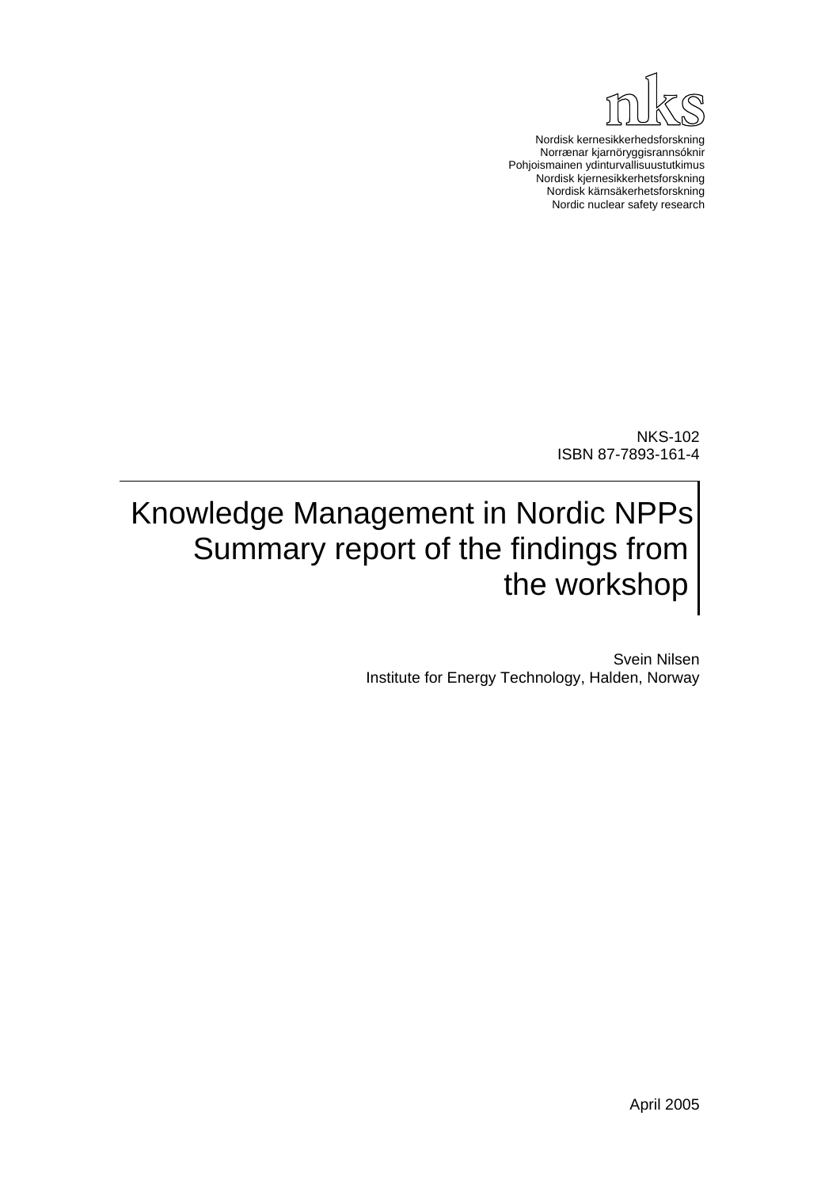nks

Nordisk kernesikkerhedsforskning
Norrænar kjarnöryggisrannsóknir
Pohjoismainen ydinturvallisuustutkimus
Nordisk kjernesikkerhetsforskning
Nordisk kärnsäkerhetsforskning
Nordic nuclear safety research

NKS-102
ISBN 87-7893-161-4

# Knowledge Management in Nordic NPPs Summary report of the findings from the workshop

Svein Nilsen
Institute for Energy Technology, Halden, Norway

April 2005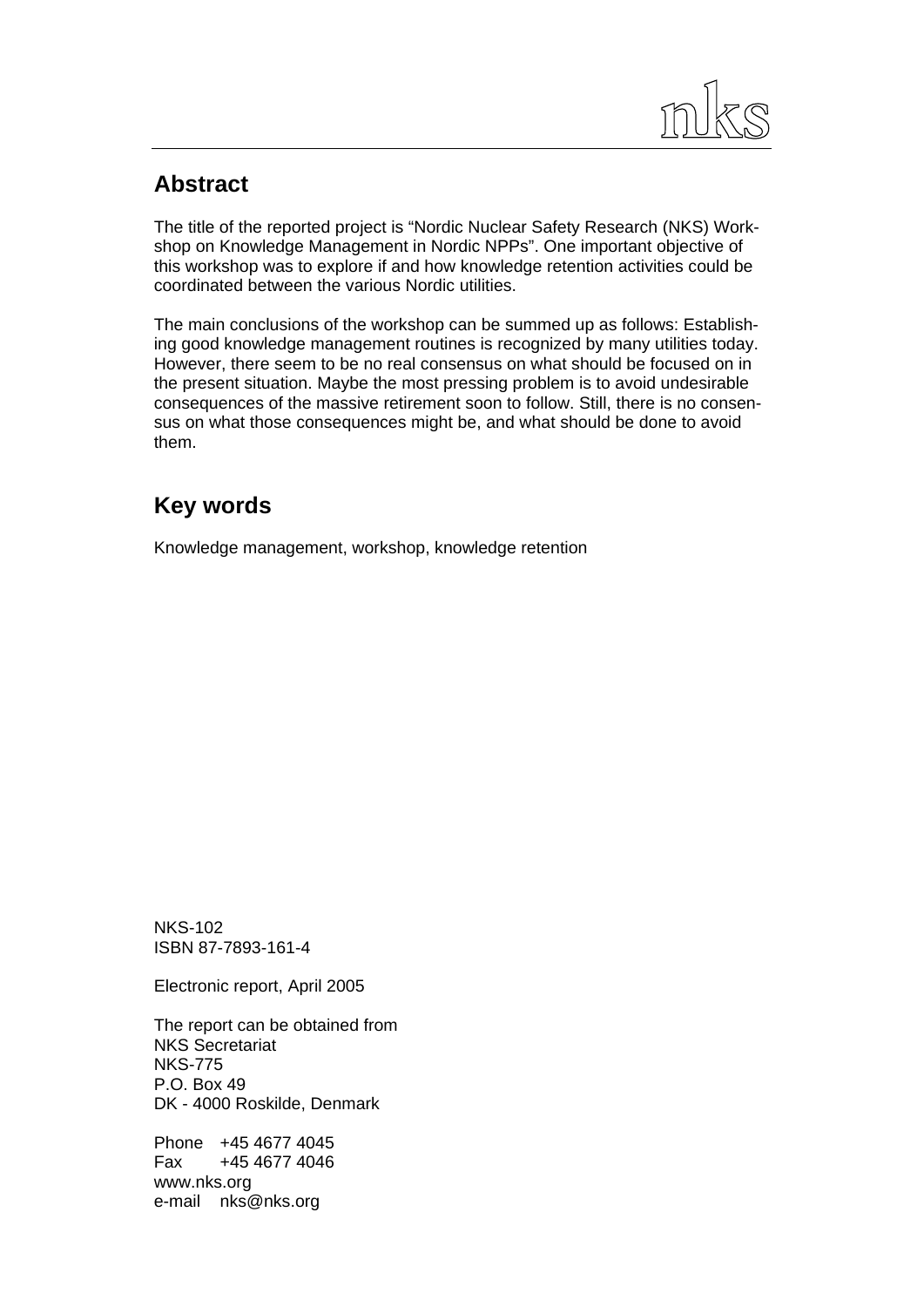## Abstract

The title of the reported project is "Nordic Nuclear Safety Research (NKS) Workshop on Knowledge Management in Nordic NPPs". One important objective of this workshop was to explore if and how knowledge retention activities could be coordinated between the various Nordic utilities.

The main conclusions of the workshop can be summed up as follows: Establishing good knowledge management routines is recognized by many utilities today. However, there seem to be no real consensus on what should be focused on in the present situation. Maybe the most pressing problem is to avoid undesirable consequences of the massive retirement soon to follow. Still, there is no consensus on what those consequences might be, and what should be done to avoid them.

## Key words

Knowledge management, workshop, knowledge retention

NKS-102
ISBN 87-7893-161-4

Electronic report, April 2005

The report can be obtained from
NKS Secretariat
NKS-775
P.O. Box 49
DK - 4000 Roskilde, Denmark

Phone +45 4677 4045
Fax +45 4677 4046
www.nks.org
e-mail nks@nks.org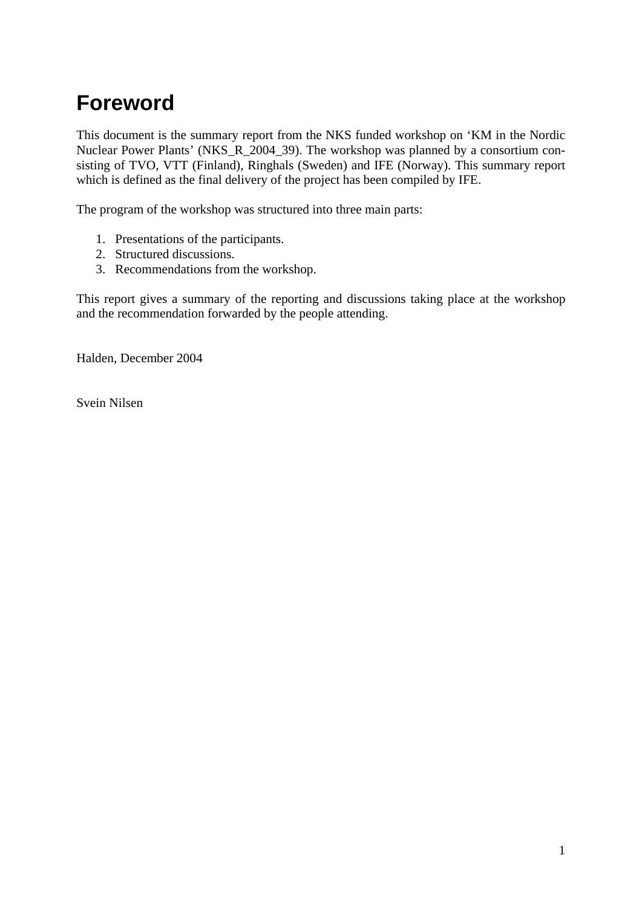# Foreword

This document is the summary report from the NKS funded workshop on ‘KM in the Nordic Nuclear Power Plants’ (NKS_R_2004_39). The workshop was planned by a consortium consisting of TVO, VTT (Finland), Ringhals (Sweden) and IFE (Norway). This summary report which is defined as the final delivery of the project has been compiled by IFE.

The program of the workshop was structured into three main parts:

1. Presentations of the participants.
2. Structured discussions.
3. Recommendations from the workshop.

This report gives a summary of the reporting and discussions taking place at the workshop and the recommendation forwarded by the people attending.

Halden, December 2004

Svein Nilsen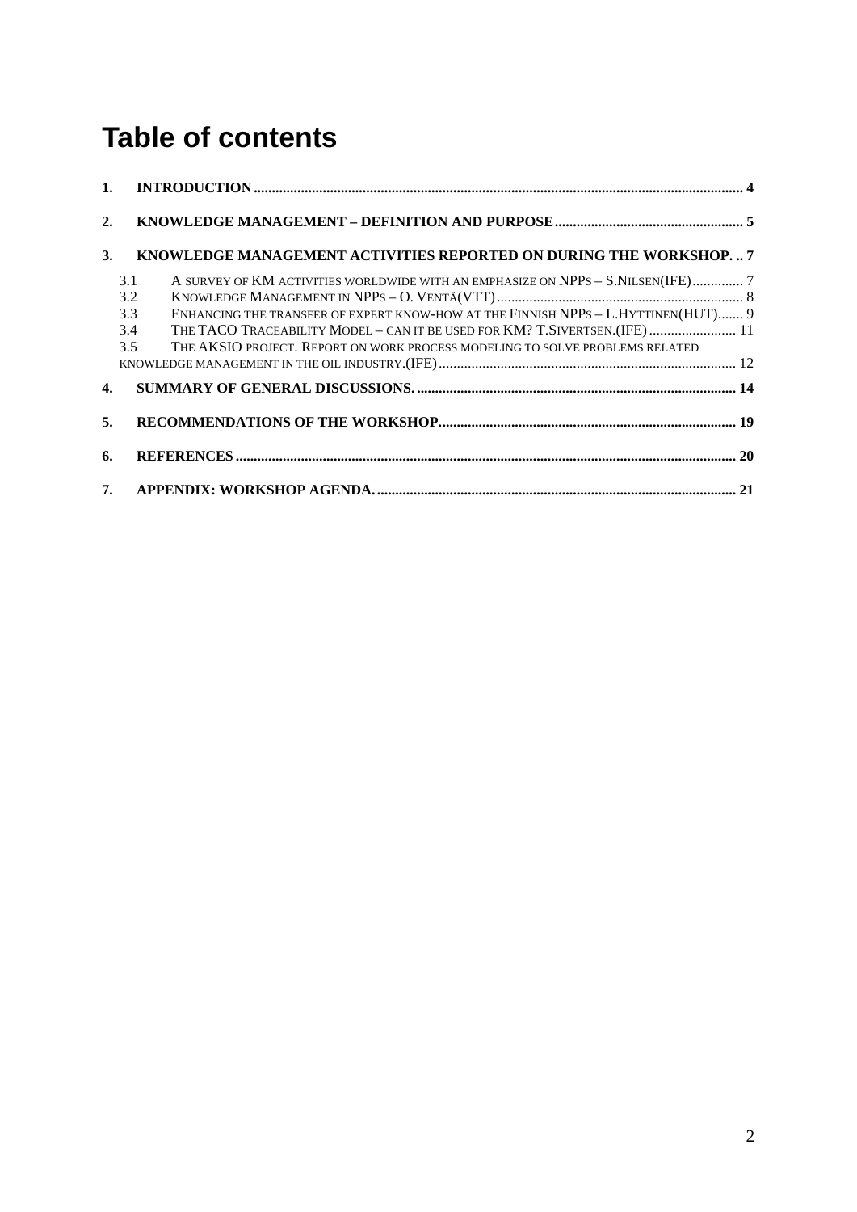# Table of contents

1. INTRODUCTION .................................................................................................................................... 4
2. KNOWLEDGE MANAGEMENT – DEFINITION AND PURPOSE ................................................... 5
3. KNOWLEDGE MANAGEMENT ACTIVITIES REPORTED ON DURING THE WORKSHOP. .. 7
   - 3.1 A SURVEY OF KM ACTIVITIES WORLDWIDE WITH AN EMPHASIZE ON NPPS – S.NILSEN(IFE) ............. 7
   - 3.2 KNOWLEDGE MANAGEMENT IN NPPS – O. VENTÄ(VTT) .................................................................. 8
   - 3.3 ENHANCING THE TRANSFER OF EXPERT KNOW-HOW AT THE FINNISH NPPS – L.HYTTINEN(HUT) ....... 9
   - 3.4 THE TACO TRACEABILITY MODEL – CAN IT BE USED FOR KM? T.SIVERTSEN.(IFE) ........................ 11
   - 3.5 THE AKSIO PROJECT. REPORT ON WORK PROCESS MODELING TO SOLVE PROBLEMS RELATED KNOWLEDGE MANAGEMENT IN THE OIL INDUSTRY.(IFE) ................................................................................ 12
4. SUMMARY OF GENERAL DISCUSSIONS. ...................................................................................... 14
5. RECOMMENDATIONS OF THE WORKSHOP. ................................................................................ 19
6. REFERENCES ....................................................................................................................................... 20
7. APPENDIX: WORKSHOP AGENDA. ................................................................................................. 21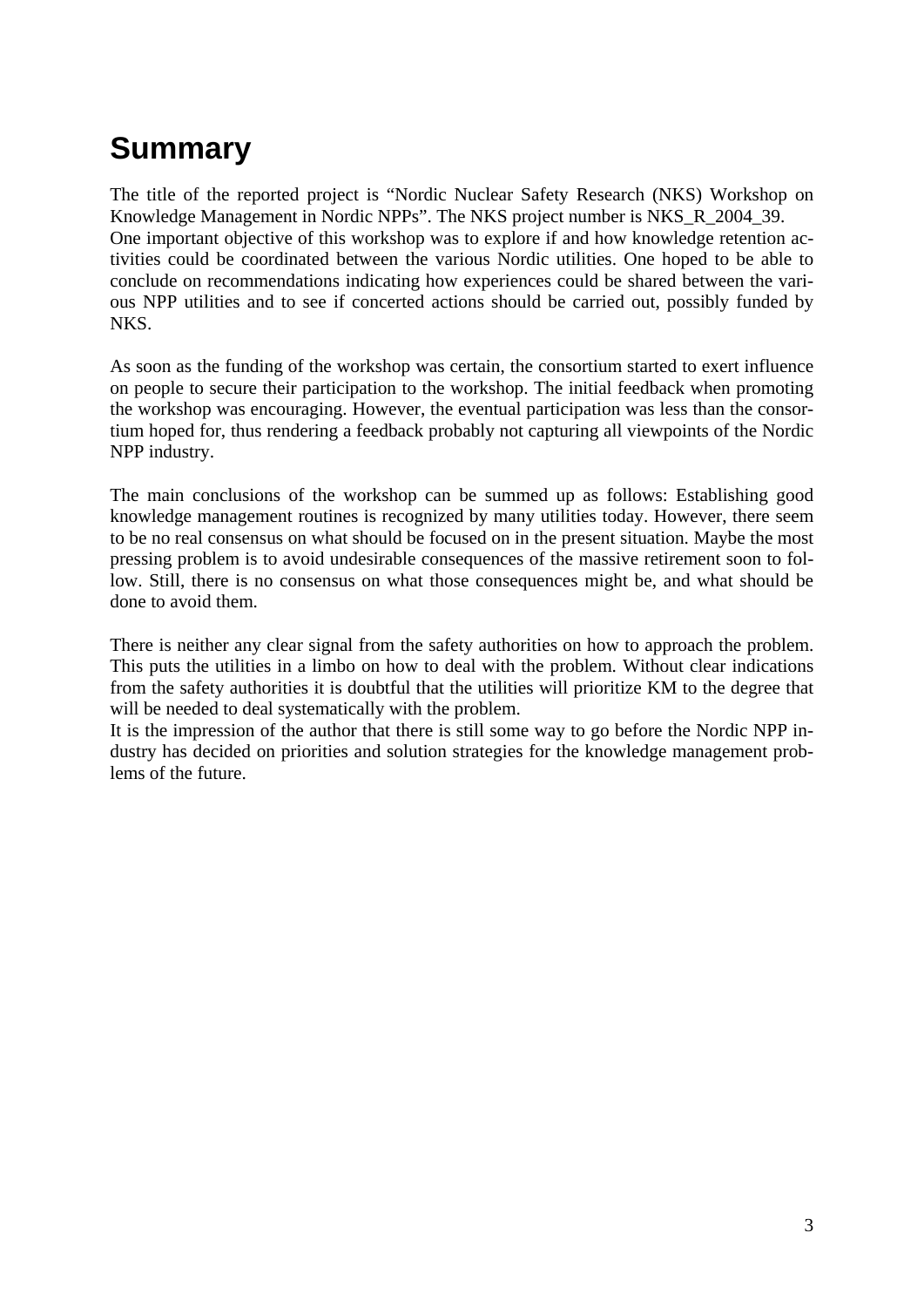# Summary

The title of the reported project is "Nordic Nuclear Safety Research (NKS) Workshop on Knowledge Management in Nordic NPPs". The NKS project number is NKS_R_2004_39.
One important objective of this workshop was to explore if and how knowledge retention activities could be coordinated between the various Nordic utilities. One hoped to be able to conclude on recommendations indicating how experiences could be shared between the various NPP utilities and to see if concerted actions should be carried out, possibly funded by NKS.

As soon as the funding of the workshop was certain, the consortium started to exert influence on people to secure their participation to the workshop. The initial feedback when promoting the workshop was encouraging. However, the eventual participation was less than the consortium hoped for, thus rendering a feedback probably not capturing all viewpoints of the Nordic NPP industry.

The main conclusions of the workshop can be summed up as follows: Establishing good knowledge management routines is recognized by many utilities today. However, there seem to be no real consensus on what should be focused on in the present situation. Maybe the most pressing problem is to avoid undesirable consequences of the massive retirement soon to follow. Still, there is no consensus on what those consequences might be, and what should be done to avoid them.

There is neither any clear signal from the safety authorities on how to approach the problem. This puts the utilities in a limbo on how to deal with the problem. Without clear indications from the safety authorities it is doubtful that the utilities will prioritize KM to the degree that will be needed to deal systematically with the problem.
It is the impression of the author that there is still some way to go before the Nordic NPP industry has decided on priorities and solution strategies for the knowledge management problems of the future.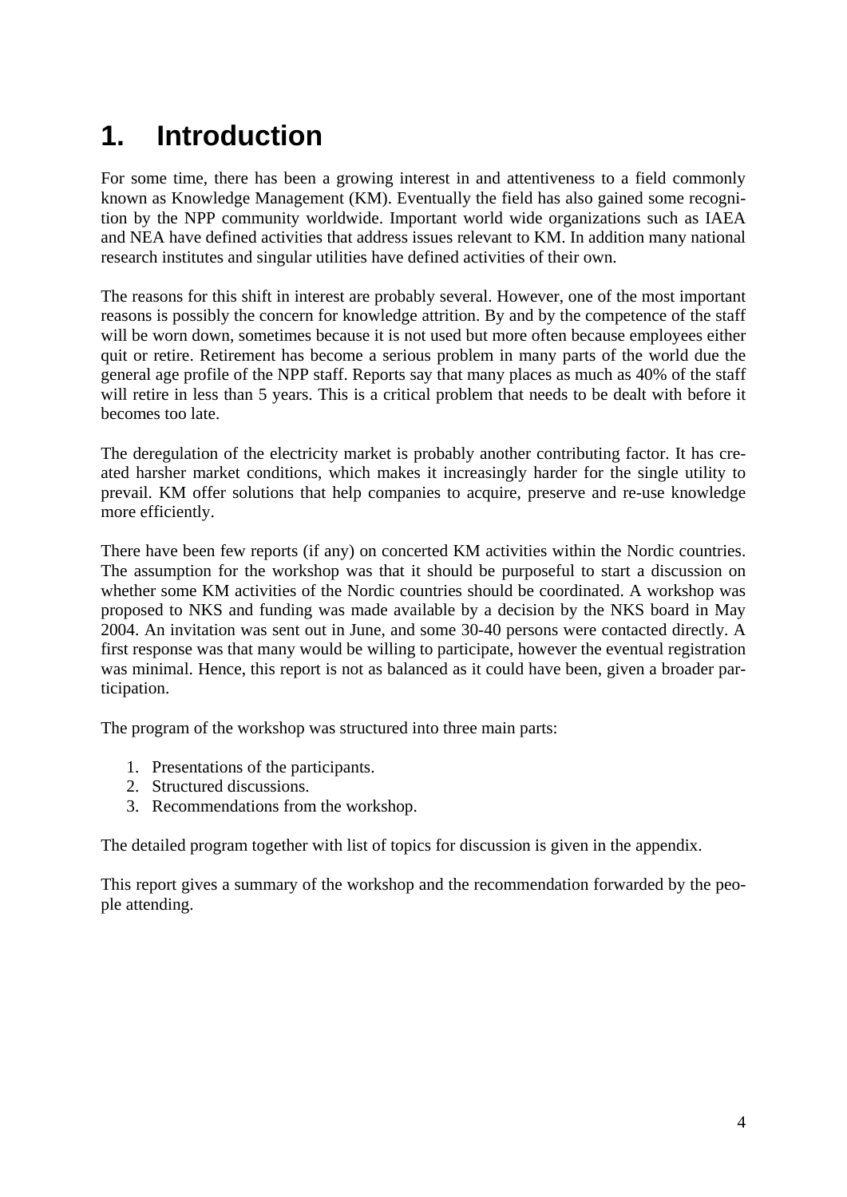# 1. Introduction

For some time, there has been a growing interest in and attentiveness to a field commonly known as Knowledge Management (KM). Eventually the field has also gained some recognition by the NPP community worldwide. Important world wide organizations such as IAEA and NEA have defined activities that address issues relevant to KM. In addition many national research institutes and singular utilities have defined activities of their own.

The reasons for this shift in interest are probably several. However, one of the most important reasons is possibly the concern for knowledge attrition. By and by the competence of the staff will be worn down, sometimes because it is not used but more often because employees either quit or retire. Retirement has become a serious problem in many parts of the world due the general age profile of the NPP staff. Reports say that many places as much as 40% of the staff will retire in less than 5 years. This is a critical problem that needs to be dealt with before it becomes too late.

The deregulation of the electricity market is probably another contributing factor. It has created harsher market conditions, which makes it increasingly harder for the single utility to prevail. KM offer solutions that help companies to acquire, preserve and re-use knowledge more efficiently.

There have been few reports (if any) on concerted KM activities within the Nordic countries. The assumption for the workshop was that it should be purposeful to start a discussion on whether some KM activities of the Nordic countries should be coordinated. A workshop was proposed to NKS and funding was made available by a decision by the NKS board in May 2004. An invitation was sent out in June, and some 30-40 persons were contacted directly. A first response was that many would be willing to participate, however the eventual registration was minimal. Hence, this report is not as balanced as it could have been, given a broader participation.

The program of the workshop was structured into three main parts:

1. Presentations of the participants.
2. Structured discussions.
3. Recommendations from the workshop.

The detailed program together with list of topics for discussion is given in the appendix.

This report gives a summary of the workshop and the recommendation forwarded by the people attending.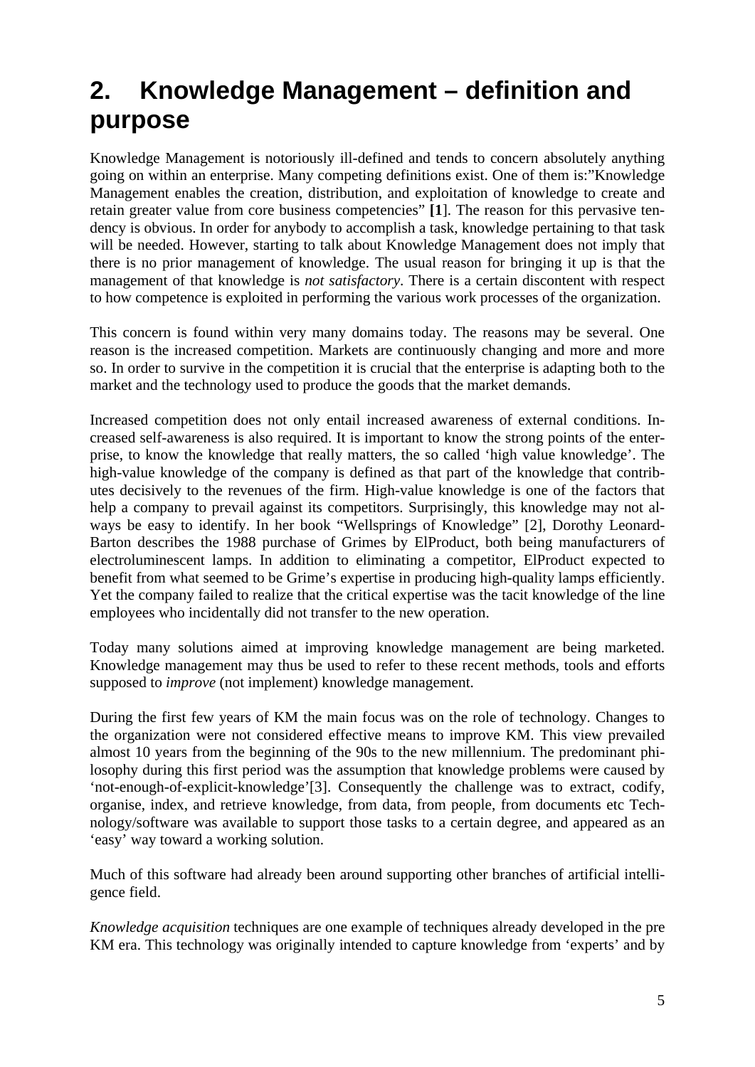# 2. Knowledge Management – definition and purpose

Knowledge Management is notoriously ill-defined and tends to concern absolutely anything going on within an enterprise. Many competing definitions exist. One of them is:"Knowledge Management enables the creation, distribution, and exploitation of knowledge to create and retain greater value from core business competencies" **[1**]. The reason for this pervasive tendency is obvious. In order for anybody to accomplish a task, knowledge pertaining to that task will be needed. However, starting to talk about Knowledge Management does not imply that there is no prior management of knowledge. The usual reason for bringing it up is that the management of that knowledge is *not satisfactory*. There is a certain discontent with respect to how competence is exploited in performing the various work processes of the organization.

This concern is found within very many domains today. The reasons may be several. One reason is the increased competition. Markets are continuously changing and more and more so. In order to survive in the competition it is crucial that the enterprise is adapting both to the market and the technology used to produce the goods that the market demands.

Increased competition does not only entail increased awareness of external conditions. Increased self-awareness is also required. It is important to know the strong points of the enterprise, to know the knowledge that really matters, the so called 'high value knowledge'. The high-value knowledge of the company is defined as that part of the knowledge that contributes decisively to the revenues of the firm. High-value knowledge is one of the factors that help a company to prevail against its competitors. Surprisingly, this knowledge may not always be easy to identify. In her book "Wellsprings of Knowledge" [2], Dorothy Leonard-Barton describes the 1988 purchase of Grimes by ElProduct, both being manufacturers of electroluminescent lamps. In addition to eliminating a competitor, ElProduct expected to benefit from what seemed to be Grime's expertise in producing high-quality lamps efficiently. Yet the company failed to realize that the critical expertise was the tacit knowledge of the line employees who incidentally did not transfer to the new operation.

Today many solutions aimed at improving knowledge management are being marketed. Knowledge management may thus be used to refer to these recent methods, tools and efforts supposed to *improve* (not implement) knowledge management.

During the first few years of KM the main focus was on the role of technology. Changes to the organization were not considered effective means to improve KM. This view prevailed almost 10 years from the beginning of the 90s to the new millennium. The predominant philosophy during this first period was the assumption that knowledge problems were caused by 'not-enough-of-explicit-knowledge'[3]. Consequently the challenge was to extract, codify, organise, index, and retrieve knowledge, from data, from people, from documents etc Technology/software was available to support those tasks to a certain degree, and appeared as an 'easy' way toward a working solution.

Much of this software had already been around supporting other branches of artificial intelligence field.

*Knowledge acquisition* techniques are one example of techniques already developed in the pre KM era. This technology was originally intended to capture knowledge from 'experts' and by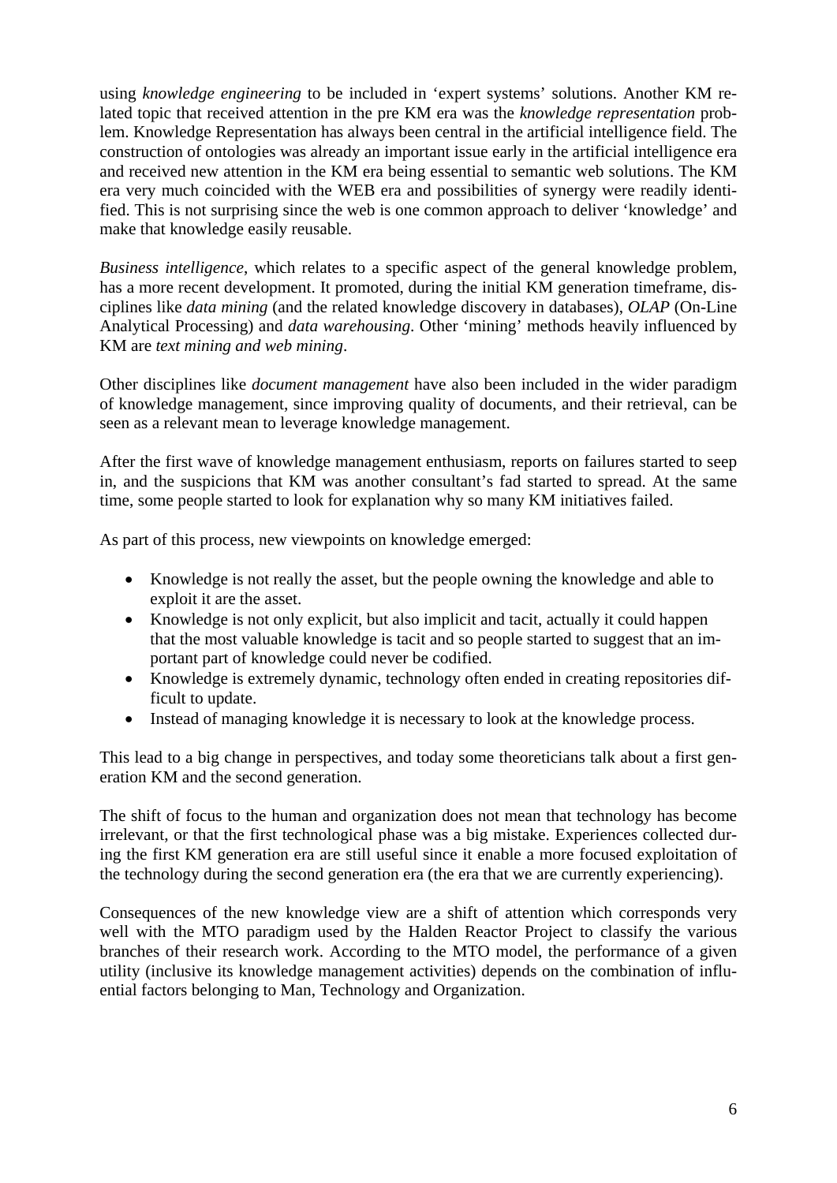using *knowledge engineering* to be included in 'expert systems' solutions. Another KM related topic that received attention in the pre KM era was the *knowledge representation* problem. Knowledge Representation has always been central in the artificial intelligence field. The construction of ontologies was already an important issue early in the artificial intelligence era and received new attention in the KM era being essential to semantic web solutions. The KM era very much coincided with the WEB era and possibilities of synergy were readily identified. This is not surprising since the web is one common approach to deliver 'knowledge' and make that knowledge easily reusable.

*Business intelligence*, which relates to a specific aspect of the general knowledge problem, has a more recent development. It promoted, during the initial KM generation timeframe, disciplines like *data mining* (and the related knowledge discovery in databases), *OLAP* (On-Line Analytical Processing) and *data warehousing*. Other 'mining' methods heavily influenced by KM are *text mining and web mining*.

Other disciplines like *document management* have also been included in the wider paradigm of knowledge management, since improving quality of documents, and their retrieval, can be seen as a relevant mean to leverage knowledge management.

After the first wave of knowledge management enthusiasm, reports on failures started to seep in, and the suspicions that KM was another consultant's fad started to spread. At the same time, some people started to look for explanation why so many KM initiatives failed.

As part of this process, new viewpoints on knowledge emerged:

- Knowledge is not really the asset, but the people owning the knowledge and able to exploit it are the asset.
- Knowledge is not only explicit, but also implicit and tacit, actually it could happen that the most valuable knowledge is tacit and so people started to suggest that an important part of knowledge could never be codified.
- Knowledge is extremely dynamic, technology often ended in creating repositories difficult to update.
- Instead of managing knowledge it is necessary to look at the knowledge process.

This lead to a big change in perspectives, and today some theoreticians talk about a first generation KM and the second generation.

The shift of focus to the human and organization does not mean that technology has become irrelevant, or that the first technological phase was a big mistake. Experiences collected during the first KM generation era are still useful since it enable a more focused exploitation of the technology during the second generation era (the era that we are currently experiencing).

Consequences of the new knowledge view are a shift of attention which corresponds very well with the MTO paradigm used by the Halden Reactor Project to classify the various branches of their research work. According to the MTO model, the performance of a given utility (inclusive its knowledge management activities) depends on the combination of influential factors belonging to Man, Technology and Organization.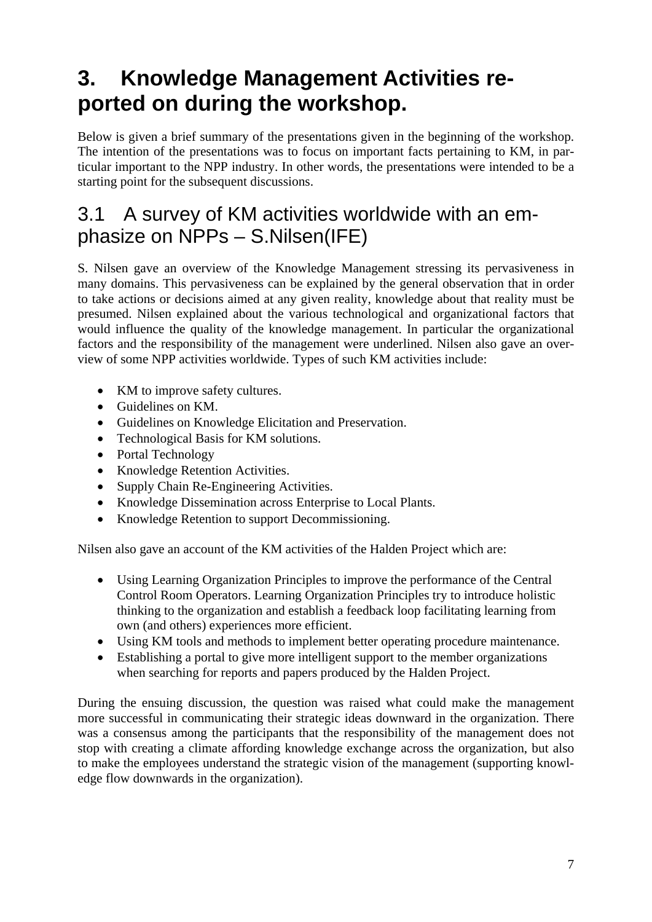# 3. Knowledge Management Activities reported on during the workshop.

Below is given a brief summary of the presentations given in the beginning of the workshop. The intention of the presentations was to focus on important facts pertaining to KM, in particular important to the NPP industry. In other words, the presentations were intended to be a starting point for the subsequent discussions.

## 3.1 A survey of KM activities worldwide with an emphasize on NPPs – S.Nilsen(IFE)

S. Nilsen gave an overview of the Knowledge Management stressing its pervasiveness in many domains. This pervasiveness can be explained by the general observation that in order to take actions or decisions aimed at any given reality, knowledge about that reality must be presumed. Nilsen explained about the various technological and organizational factors that would influence the quality of the knowledge management. In particular the organizational factors and the responsibility of the management were underlined. Nilsen also gave an overview of some NPP activities worldwide. Types of such KM activities include:

- KM to improve safety cultures.
- Guidelines on KM.
- Guidelines on Knowledge Elicitation and Preservation.
- Technological Basis for KM solutions.
- Portal Technology
- Knowledge Retention Activities.
- Supply Chain Re-Engineering Activities.
- Knowledge Dissemination across Enterprise to Local Plants.
- Knowledge Retention to support Decommissioning.

Nilsen also gave an account of the KM activities of the Halden Project which are:

- Using Learning Organization Principles to improve the performance of the Central Control Room Operators. Learning Organization Principles try to introduce holistic thinking to the organization and establish a feedback loop facilitating learning from own (and others) experiences more efficient.
- Using KM tools and methods to implement better operating procedure maintenance.
- Establishing a portal to give more intelligent support to the member organizations when searching for reports and papers produced by the Halden Project.

During the ensuing discussion, the question was raised what could make the management more successful in communicating their strategic ideas downward in the organization. There was a consensus among the participants that the responsibility of the management does not stop with creating a climate affording knowledge exchange across the organization, but also to make the employees understand the strategic vision of the management (supporting knowledge flow downwards in the organization).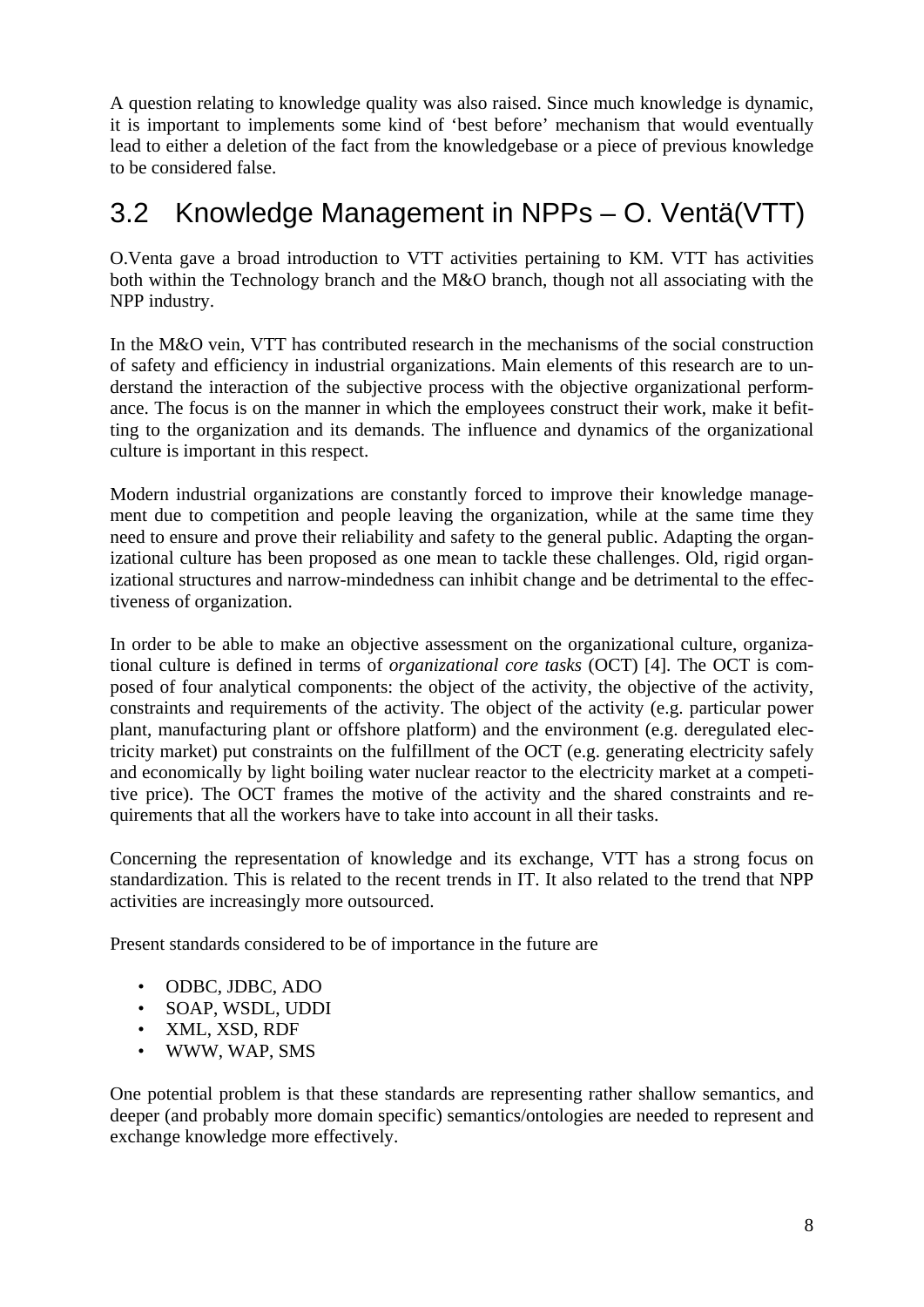A question relating to knowledge quality was also raised. Since much knowledge is dynamic, it is important to implements some kind of 'best before' mechanism that would eventually lead to either a deletion of the fact from the knowledgebase or a piece of previous knowledge to be considered false.

## 3.2 Knowledge Management in NPPs – O. Ventä(VTT)

O.Venta gave a broad introduction to VTT activities pertaining to KM. VTT has activities both within the Technology branch and the M&O branch, though not all associating with the NPP industry.

In the M&O vein, VTT has contributed research in the mechanisms of the social construction of safety and efficiency in industrial organizations. Main elements of this research are to understand the interaction of the subjective process with the objective organizational performance. The focus is on the manner in which the employees construct their work, make it befitting to the organization and its demands. The influence and dynamics of the organizational culture is important in this respect.

Modern industrial organizations are constantly forced to improve their knowledge management due to competition and people leaving the organization, while at the same time they need to ensure and prove their reliability and safety to the general public. Adapting the organizational culture has been proposed as one mean to tackle these challenges. Old, rigid organizational structures and narrow-mindedness can inhibit change and be detrimental to the effectiveness of organization.

In order to be able to make an objective assessment on the organizational culture, organizational culture is defined in terms of *organizational core tasks* (OCT) [4]. The OCT is composed of four analytical components: the object of the activity, the objective of the activity, constraints and requirements of the activity. The object of the activity (e.g. particular power plant, manufacturing plant or offshore platform) and the environment (e.g. deregulated electricity market) put constraints on the fulfillment of the OCT (e.g. generating electricity safely and economically by light boiling water nuclear reactor to the electricity market at a competitive price). The OCT frames the motive of the activity and the shared constraints and requirements that all the workers have to take into account in all their tasks.

Concerning the representation of knowledge and its exchange, VTT has a strong focus on standardization. This is related to the recent trends in IT. It also related to the trend that NPP activities are increasingly more outsourced.

Present standards considered to be of importance in the future are

- ODBC, JDBC, ADO
- SOAP, WSDL, UDDI
- XML, XSD, RDF
- WWW, WAP, SMS

One potential problem is that these standards are representing rather shallow semantics, and deeper (and probably more domain specific) semantics/ontologies are needed to represent and exchange knowledge more effectively.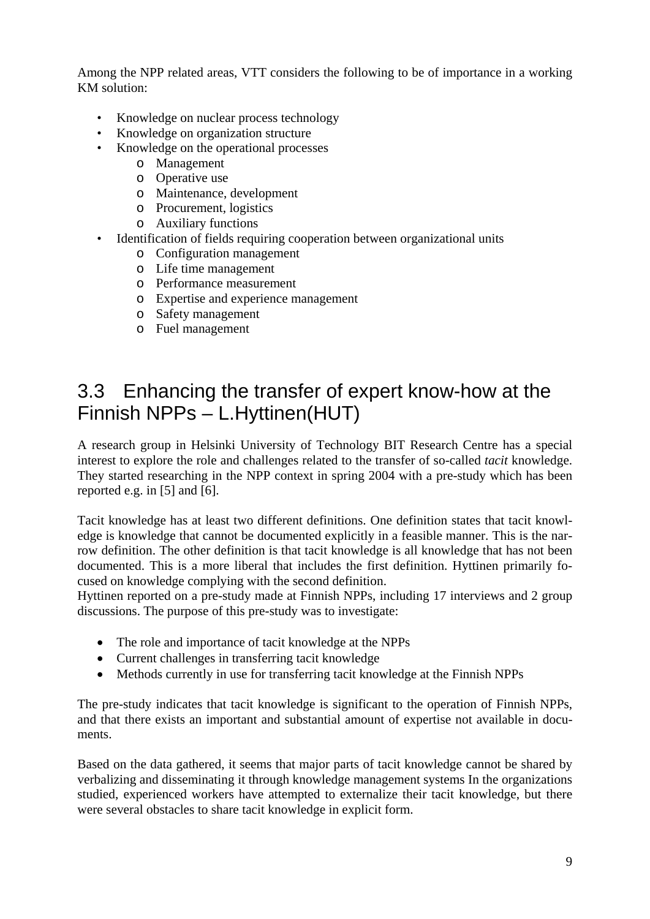Among the NPP related areas, VTT considers the following to be of importance in a working KM solution:

- Knowledge on nuclear process technology
- Knowledge on organization structure
- Knowledge on the operational processes
  - Management
  - Operative use
  - Maintenance, development
  - Procurement, logistics
  - Auxiliary functions
- Identification of fields requiring cooperation between organizational units
  - Configuration management
  - Life time management
  - Performance measurement
  - Expertise and experience management
  - Safety management
  - Fuel management

## 3.3 Enhancing the transfer of expert know-how at the Finnish NPPs – L.Hyttinen(HUT)

A research group in Helsinki University of Technology BIT Research Centre has a special interest to explore the role and challenges related to the transfer of so-called *tacit* knowledge. They started researching in the NPP context in spring 2004 with a pre-study which has been reported e.g. in [5] and [6].

Tacit knowledge has at least two different definitions. One definition states that tacit knowledge is knowledge that cannot be documented explicitly in a feasible manner. This is the narrow definition. The other definition is that tacit knowledge is all knowledge that has not been documented. This is a more liberal that includes the first definition. Hyttinen primarily focused on knowledge complying with the second definition.
Hyttinen reported on a pre-study made at Finnish NPPs, including 17 interviews and 2 group discussions. The purpose of this pre-study was to investigate:

- The role and importance of tacit knowledge at the NPPs
- Current challenges in transferring tacit knowledge
- Methods currently in use for transferring tacit knowledge at the Finnish NPPs

The pre-study indicates that tacit knowledge is significant to the operation of Finnish NPPs, and that there exists an important and substantial amount of expertise not available in documents.

Based on the data gathered, it seems that major parts of tacit knowledge cannot be shared by verbalizing and disseminating it through knowledge management systems In the organizations studied, experienced workers have attempted to externalize their tacit knowledge, but there were several obstacles to share tacit knowledge in explicit form.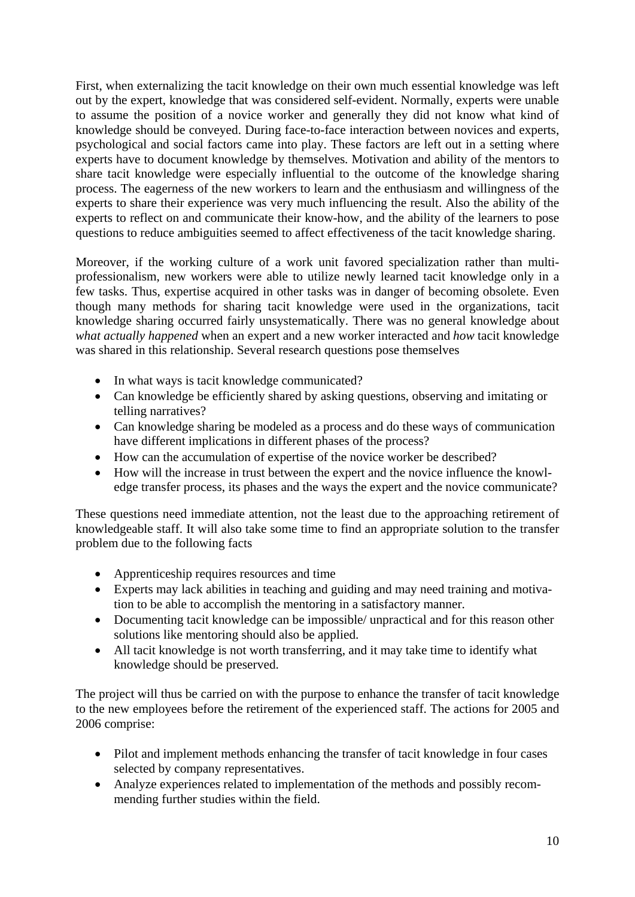First, when externalizing the tacit knowledge on their own much essential knowledge was left out by the expert, knowledge that was considered self-evident. Normally, experts were unable to assume the position of a novice worker and generally they did not know what kind of knowledge should be conveyed. During face-to-face interaction between novices and experts, psychological and social factors came into play. These factors are left out in a setting where experts have to document knowledge by themselves. Motivation and ability of the mentors to share tacit knowledge were especially influential to the outcome of the knowledge sharing process. The eagerness of the new workers to learn and the enthusiasm and willingness of the experts to share their experience was very much influencing the result. Also the ability of the experts to reflect on and communicate their know-how, and the ability of the learners to pose questions to reduce ambiguities seemed to affect effectiveness of the tacit knowledge sharing.

Moreover, if the working culture of a work unit favored specialization rather than multi-professionalism, new workers were able to utilize newly learned tacit knowledge only in a few tasks. Thus, expertise acquired in other tasks was in danger of becoming obsolete. Even though many methods for sharing tacit knowledge were used in the organizations, tacit knowledge sharing occurred fairly unsystematically. There was no general knowledge about *what actually happened* when an expert and a new worker interacted and *how* tacit knowledge was shared in this relationship. Several research questions pose themselves

- In what ways is tacit knowledge communicated?
- Can knowledge be efficiently shared by asking questions, observing and imitating or telling narratives?
- Can knowledge sharing be modeled as a process and do these ways of communication have different implications in different phases of the process?
- How can the accumulation of expertise of the novice worker be described?
- How will the increase in trust between the expert and the novice influence the knowledge transfer process, its phases and the ways the expert and the novice communicate?

These questions need immediate attention, not the least due to the approaching retirement of knowledgeable staff. It will also take some time to find an appropriate solution to the transfer problem due to the following facts

- Apprenticeship requires resources and time
- Experts may lack abilities in teaching and guiding and may need training and motivation to be able to accomplish the mentoring in a satisfactory manner.
- Documenting tacit knowledge can be impossible/ unpractical and for this reason other solutions like mentoring should also be applied.
- All tacit knowledge is not worth transferring, and it may take time to identify what knowledge should be preserved.

The project will thus be carried on with the purpose to enhance the transfer of tacit knowledge to the new employees before the retirement of the experienced staff. The actions for 2005 and 2006 comprise:

- Pilot and implement methods enhancing the transfer of tacit knowledge in four cases selected by company representatives.
- Analyze experiences related to implementation of the methods and possibly recommending further studies within the field.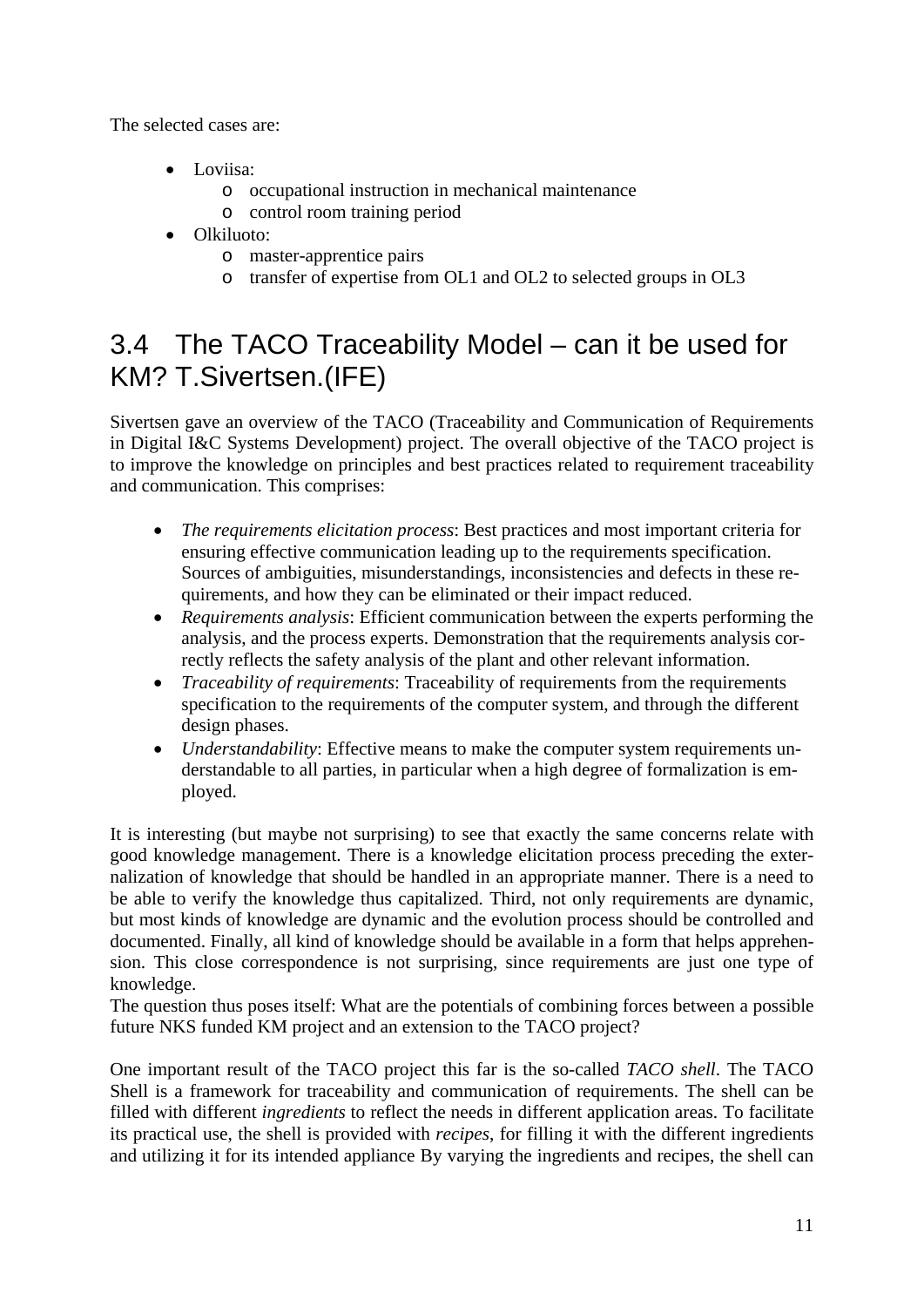The selected cases are:

- Loviisa:
  - occupational instruction in mechanical maintenance
  - control room training period
- Olkiluoto:
  - master-apprentice pairs
  - transfer of expertise from OL1 and OL2 to selected groups in OL3

## 3.4 The TACO Traceability Model – can it be used for KM? T.Sivertsen.(IFE)

Sivertsen gave an overview of the TACO (Traceability and Communication of Requirements in Digital I&C Systems Development) project. The overall objective of the TACO project is to improve the knowledge on principles and best practices related to requirement traceability and communication. This comprises:

- *The requirements elicitation process*: Best practices and most important criteria for ensuring effective communication leading up to the requirements specification. Sources of ambiguities, misunderstandings, inconsistencies and defects in these requirements, and how they can be eliminated or their impact reduced.
- *Requirements analysis*: Efficient communication between the experts performing the analysis, and the process experts. Demonstration that the requirements analysis correctly reflects the safety analysis of the plant and other relevant information.
- *Traceability of requirements*: Traceability of requirements from the requirements specification to the requirements of the computer system, and through the different design phases.
- *Understandability*: Effective means to make the computer system requirements understandable to all parties, in particular when a high degree of formalization is employed.

It is interesting (but maybe not surprising) to see that exactly the same concerns relate with good knowledge management. There is a knowledge elicitation process preceding the externalization of knowledge that should be handled in an appropriate manner. There is a need to be able to verify the knowledge thus capitalized. Third, not only requirements are dynamic, but most kinds of knowledge are dynamic and the evolution process should be controlled and documented. Finally, all kind of knowledge should be available in a form that helps apprehension. This close correspondence is not surprising, since requirements are just one type of knowledge.

The question thus poses itself: What are the potentials of combining forces between a possible future NKS funded KM project and an extension to the TACO project?

One important result of the TACO project this far is the so-called *TACO shell*. The TACO Shell is a framework for traceability and communication of requirements. The shell can be filled with different *ingredients* to reflect the needs in different application areas. To facilitate its practical use, the shell is provided with *recipes*, for filling it with the different ingredients and utilizing it for its intended appliance By varying the ingredients and recipes, the shell can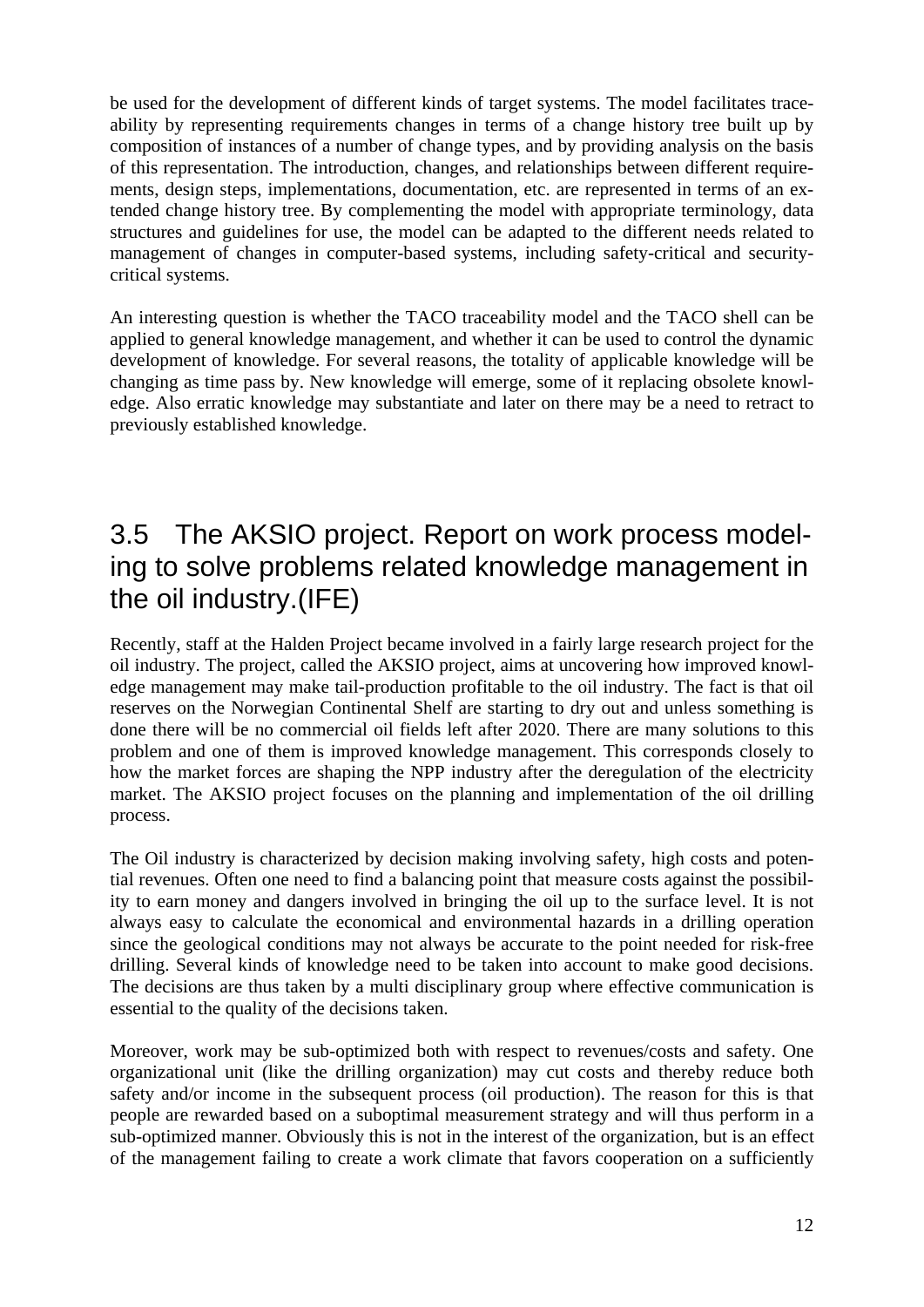be used for the development of different kinds of target systems. The model facilitates traceability by representing requirements changes in terms of a change history tree built up by composition of instances of a number of change types, and by providing analysis on the basis of this representation. The introduction, changes, and relationships between different requirements, design steps, implementations, documentation, etc. are represented in terms of an extended change history tree. By complementing the model with appropriate terminology, data structures and guidelines for use, the model can be adapted to the different needs related to management of changes in computer-based systems, including safety-critical and security-critical systems.

An interesting question is whether the TACO traceability model and the TACO shell can be applied to general knowledge management, and whether it can be used to control the dynamic development of knowledge. For several reasons, the totality of applicable knowledge will be changing as time pass by. New knowledge will emerge, some of it replacing obsolete knowledge. Also erratic knowledge may substantiate and later on there may be a need to retract to previously established knowledge.

## 3.5 The AKSIO project. Report on work process modeling to solve problems related knowledge management in the oil industry.(IFE)

Recently, staff at the Halden Project became involved in a fairly large research project for the oil industry. The project, called the AKSIO project, aims at uncovering how improved knowledge management may make tail-production profitable to the oil industry. The fact is that oil reserves on the Norwegian Continental Shelf are starting to dry out and unless something is done there will be no commercial oil fields left after 2020. There are many solutions to this problem and one of them is improved knowledge management. This corresponds closely to how the market forces are shaping the NPP industry after the deregulation of the electricity market. The AKSIO project focuses on the planning and implementation of the oil drilling process.

The Oil industry is characterized by decision making involving safety, high costs and potential revenues. Often one need to find a balancing point that measure costs against the possibility to earn money and dangers involved in bringing the oil up to the surface level. It is not always easy to calculate the economical and environmental hazards in a drilling operation since the geological conditions may not always be accurate to the point needed for risk-free drilling. Several kinds of knowledge need to be taken into account to make good decisions. The decisions are thus taken by a multi disciplinary group where effective communication is essential to the quality of the decisions taken.

Moreover, work may be sub-optimized both with respect to revenues/costs and safety. One organizational unit (like the drilling organization) may cut costs and thereby reduce both safety and/or income in the subsequent process (oil production). The reason for this is that people are rewarded based on a suboptimal measurement strategy and will thus perform in a sub-optimized manner. Obviously this is not in the interest of the organization, but is an effect of the management failing to create a work climate that favors cooperation on a sufficiently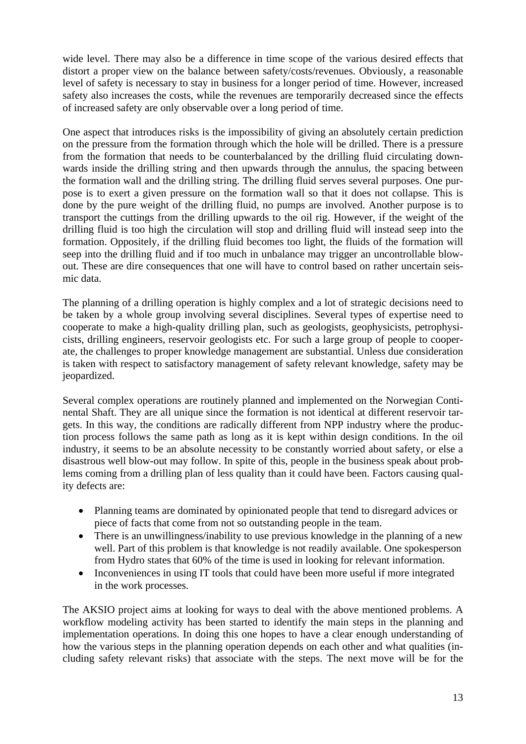wide level. There may also be a difference in time scope of the various desired effects that distort a proper view on the balance between safety/costs/revenues. Obviously, a reasonable level of safety is necessary to stay in business for a longer period of time. However, increased safety also increases the costs, while the revenues are temporarily decreased since the effects of increased safety are only observable over a long period of time.

One aspect that introduces risks is the impossibility of giving an absolutely certain prediction on the pressure from the formation through which the hole will be drilled. There is a pressure from the formation that needs to be counterbalanced by the drilling fluid circulating downwards inside the drilling string and then upwards through the annulus, the spacing between the formation wall and the drilling string. The drilling fluid serves several purposes. One purpose is to exert a given pressure on the formation wall so that it does not collapse. This is done by the pure weight of the drilling fluid, no pumps are involved. Another purpose is to transport the cuttings from the drilling upwards to the oil rig. However, if the weight of the drilling fluid is too high the circulation will stop and drilling fluid will instead seep into the formation. Oppositely, if the drilling fluid becomes too light, the fluids of the formation will seep into the drilling fluid and if too much in unbalance may trigger an uncontrollable blowout. These are dire consequences that one will have to control based on rather uncertain seismic data.

The planning of a drilling operation is highly complex and a lot of strategic decisions need to be taken by a whole group involving several disciplines. Several types of expertise need to cooperate to make a high-quality drilling plan, such as geologists, geophysicists, petrophysicists, drilling engineers, reservoir geologists etc. For such a large group of people to cooperate, the challenges to proper knowledge management are substantial. Unless due consideration is taken with respect to satisfactory management of safety relevant knowledge, safety may be jeopardized.

Several complex operations are routinely planned and implemented on the Norwegian Continental Shaft. They are all unique since the formation is not identical at different reservoir targets. In this way, the conditions are radically different from NPP industry where the production process follows the same path as long as it is kept within design conditions. In the oil industry, it seems to be an absolute necessity to be constantly worried about safety, or else a disastrous well blow-out may follow. In spite of this, people in the business speak about problems coming from a drilling plan of less quality than it could have been. Factors causing quality defects are:

- Planning teams are dominated by opinionated people that tend to disregard advices or piece of facts that come from not so outstanding people in the team.
- There is an unwillingness/inability to use previous knowledge in the planning of a new well. Part of this problem is that knowledge is not readily available. One spokesperson from Hydro states that 60% of the time is used in looking for relevant information.
- Inconveniences in using IT tools that could have been more useful if more integrated in the work processes.

The AKSIO project aims at looking for ways to deal with the above mentioned problems. A workflow modeling activity has been started to identify the main steps in the planning and implementation operations. In doing this one hopes to have a clear enough understanding of how the various steps in the planning operation depends on each other and what qualities (including safety relevant risks) that associate with the steps. The next move will be for the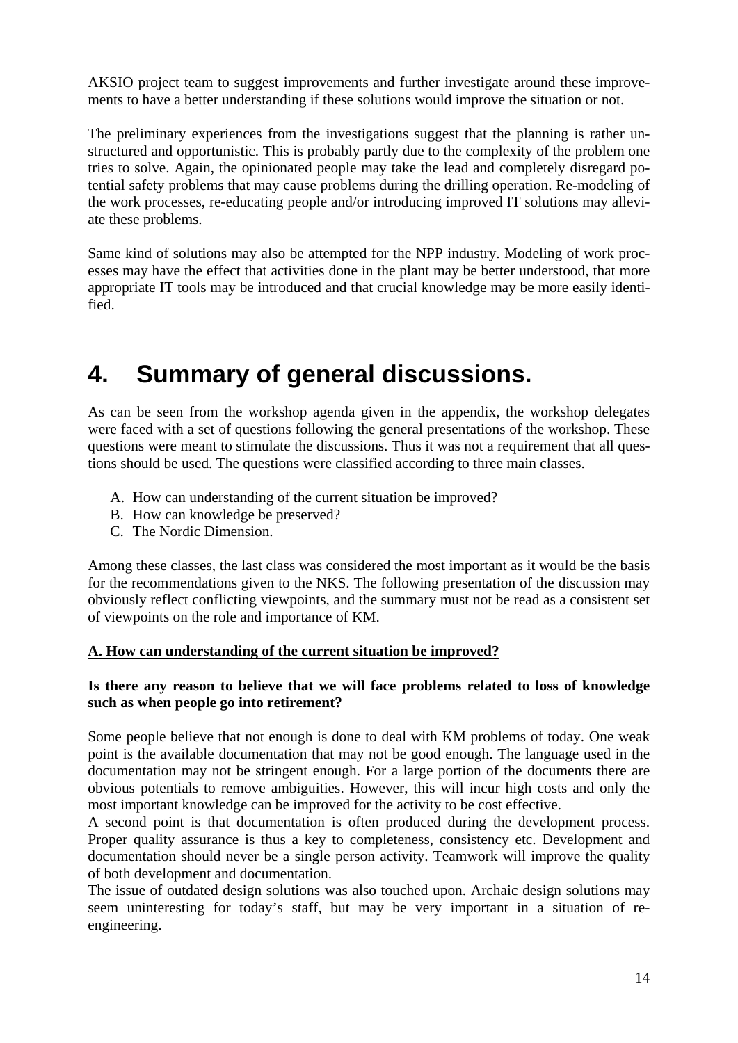AKSIO project team to suggest improvements and further investigate around these improvements to have a better understanding if these solutions would improve the situation or not.

The preliminary experiences from the investigations suggest that the planning is rather unstructured and opportunistic. This is probably partly due to the complexity of the problem one tries to solve. Again, the opinionated people may take the lead and completely disregard potential safety problems that may cause problems during the drilling operation. Re-modeling of the work processes, re-educating people and/or introducing improved IT solutions may alleviate these problems.

Same kind of solutions may also be attempted for the NPP industry. Modeling of work processes may have the effect that activities done in the plant may be better understood, that more appropriate IT tools may be introduced and that crucial knowledge may be more easily identified.

# 4. Summary of general discussions.

As can be seen from the workshop agenda given in the appendix, the workshop delegates were faced with a set of questions following the general presentations of the workshop. These questions were meant to stimulate the discussions. Thus it was not a requirement that all questions should be used. The questions were classified according to three main classes.

A. How can understanding of the current situation be improved?
B. How can knowledge be preserved?
C. The Nordic Dimension.

Among these classes, the last class was considered the most important as it would be the basis for the recommendations given to the NKS. The following presentation of the discussion may obviously reflect conflicting viewpoints, and the summary must not be read as a consistent set of viewpoints on the role and importance of KM.

**A. How can understanding of the current situation be improved?**

**Is there any reason to believe that we will face problems related to loss of knowledge such as when people go into retirement?**

Some people believe that not enough is done to deal with KM problems of today. One weak point is the available documentation that may not be good enough. The language used in the documentation may not be stringent enough. For a large portion of the documents there are obvious potentials to remove ambiguities. However, this will incur high costs and only the most important knowledge can be improved for the activity to be cost effective.
A second point is that documentation is often produced during the development process. Proper quality assurance is thus a key to completeness, consistency etc. Development and documentation should never be a single person activity. Teamwork will improve the quality of both development and documentation.
The issue of outdated design solutions was also touched upon. Archaic design solutions may seem uninteresting for today's staff, but may be very important in a situation of re-engineering.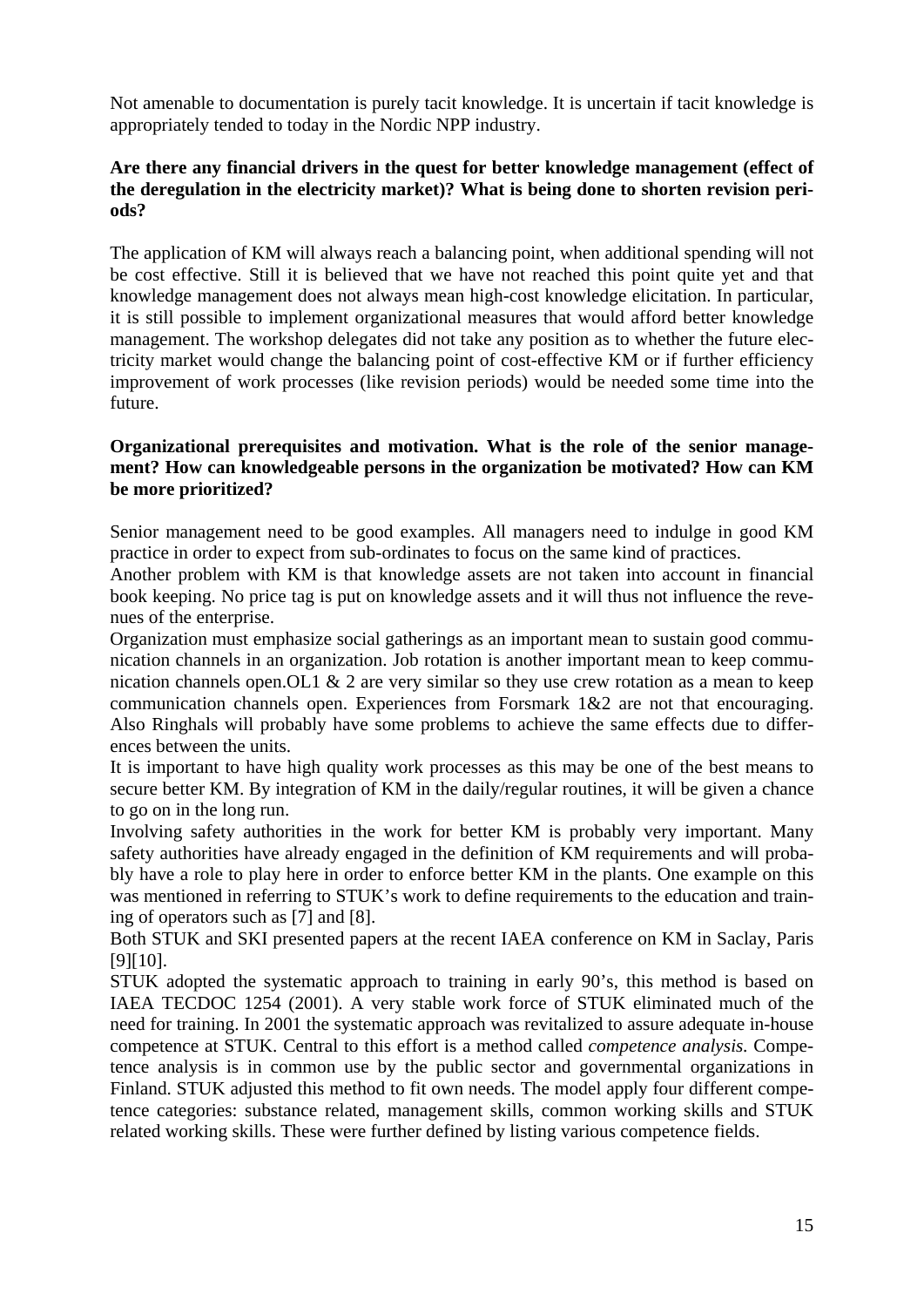Not amenable to documentation is purely tacit knowledge. It is uncertain if tacit knowledge is appropriately tended to today in the Nordic NPP industry.

**Are there any financial drivers in the quest for better knowledge management (effect of the deregulation in the electricity market)? What is being done to shorten revision periods?**

The application of KM will always reach a balancing point, when additional spending will not be cost effective. Still it is believed that we have not reached this point quite yet and that knowledge management does not always mean high-cost knowledge elicitation. In particular, it is still possible to implement organizational measures that would afford better knowledge management. The workshop delegates did not take any position as to whether the future electricity market would change the balancing point of cost-effective KM or if further efficiency improvement of work processes (like revision periods) would be needed some time into the future.

**Organizational prerequisites and motivation. What is the role of the senior management? How can knowledgeable persons in the organization be motivated? How can KM be more prioritized?**

Senior management need to be good examples. All managers need to indulge in good KM practice in order to expect from sub-ordinates to focus on the same kind of practices.

Another problem with KM is that knowledge assets are not taken into account in financial book keeping. No price tag is put on knowledge assets and it will thus not influence the revenues of the enterprise.

Organization must emphasize social gatherings as an important mean to sustain good communication channels in an organization. Job rotation is another important mean to keep communication channels open.OL1 & 2 are very similar so they use crew rotation as a mean to keep communication channels open. Experiences from Forsmark 1&2 are not that encouraging. Also Ringhals will probably have some problems to achieve the same effects due to differences between the units.

It is important to have high quality work processes as this may be one of the best means to secure better KM. By integration of KM in the daily/regular routines, it will be given a chance to go on in the long run.

Involving safety authorities in the work for better KM is probably very important. Many safety authorities have already engaged in the definition of KM requirements and will probably have a role to play here in order to enforce better KM in the plants. One example on this was mentioned in referring to STUK's work to define requirements to the education and training of operators such as [7] and [8].

Both STUK and SKI presented papers at the recent IAEA conference on KM in Saclay, Paris [9][10].

STUK adopted the systematic approach to training in early 90's, this method is based on IAEA TECDOC 1254 (2001). A very stable work force of STUK eliminated much of the need for training. In 2001 the systematic approach was revitalized to assure adequate in-house competence at STUK. Central to this effort is a method called *competence analysis.* Competence analysis is in common use by the public sector and governmental organizations in Finland. STUK adjusted this method to fit own needs. The model apply four different competence categories: substance related, management skills, common working skills and STUK related working skills. These were further defined by listing various competence fields.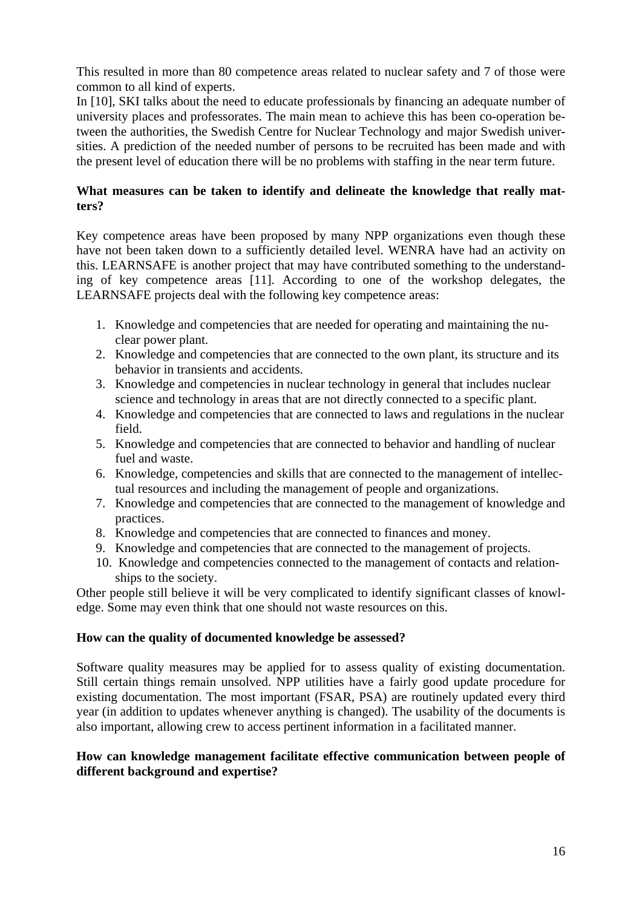This resulted in more than 80 competence areas related to nuclear safety and 7 of those were common to all kind of experts.

In [10], SKI talks about the need to educate professionals by financing an adequate number of university places and professorates. The main mean to achieve this has been co-operation between the authorities, the Swedish Centre for Nuclear Technology and major Swedish universities. A prediction of the needed number of persons to be recruited has been made and with the present level of education there will be no problems with staffing in the near term future.

**What measures can be taken to identify and delineate the knowledge that really matters?**

Key competence areas have been proposed by many NPP organizations even though these have not been taken down to a sufficiently detailed level. WENRA have had an activity on this. LEARNSAFE is another project that may have contributed something to the understanding of key competence areas [11]. According to one of the workshop delegates, the LEARNSAFE projects deal with the following key competence areas:

1. Knowledge and competencies that are needed for operating and maintaining the nuclear power plant.
2. Knowledge and competencies that are connected to the own plant, its structure and its behavior in transients and accidents.
3. Knowledge and competencies in nuclear technology in general that includes nuclear science and technology in areas that are not directly connected to a specific plant.
4. Knowledge and competencies that are connected to laws and regulations in the nuclear field.
5. Knowledge and competencies that are connected to behavior and handling of nuclear fuel and waste.
6. Knowledge, competencies and skills that are connected to the management of intellectual resources and including the management of people and organizations.
7. Knowledge and competencies that are connected to the management of knowledge and practices.
8. Knowledge and competencies that are connected to finances and money.
9. Knowledge and competencies that are connected to the management of projects.
10. Knowledge and competencies connected to the management of contacts and relationships to the society.

Other people still believe it will be very complicated to identify significant classes of knowledge. Some may even think that one should not waste resources on this.

**How can the quality of documented knowledge be assessed?**

Software quality measures may be applied for to assess quality of existing documentation. Still certain things remain unsolved. NPP utilities have a fairly good update procedure for existing documentation. The most important (FSAR, PSA) are routinely updated every third year (in addition to updates whenever anything is changed). The usability of the documents is also important, allowing crew to access pertinent information in a facilitated manner.

**How can knowledge management facilitate effective communication between people of different background and expertise?**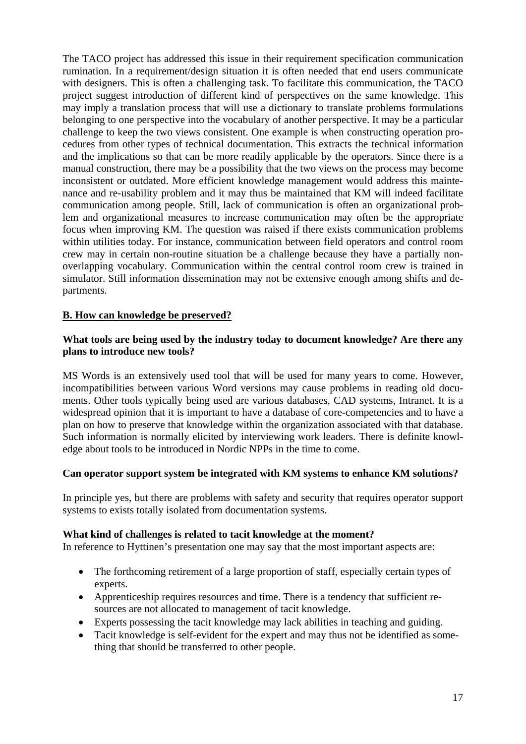The TACO project has addressed this issue in their requirement specification communication rumination. In a requirement/design situation it is often needed that end users communicate with designers. This is often a challenging task. To facilitate this communication, the TACO project suggest introduction of different kind of perspectives on the same knowledge. This may imply a translation process that will use a dictionary to translate problems formulations belonging to one perspective into the vocabulary of another perspective. It may be a particular challenge to keep the two views consistent. One example is when constructing operation procedures from other types of technical documentation. This extracts the technical information and the implications so that can be more readily applicable by the operators. Since there is a manual construction, there may be a possibility that the two views on the process may become inconsistent or outdated. More efficient knowledge management would address this maintenance and re-usability problem and it may thus be maintained that KM will indeed facilitate communication among people. Still, lack of communication is often an organizational problem and organizational measures to increase communication may often be the appropriate focus when improving KM. The question was raised if there exists communication problems within utilities today. For instance, communication between field operators and control room crew may in certain non-routine situation be a challenge because they have a partially non-overlapping vocabulary. Communication within the central control room crew is trained in simulator. Still information dissemination may not be extensive enough among shifts and departments.

## B. How can knowledge be preserved?

### What tools are being used by the industry today to document knowledge? Are there any plans to introduce new tools?

MS Words is an extensively used tool that will be used for many years to come. However, incompatibilities between various Word versions may cause problems in reading old documents. Other tools typically being used are various databases, CAD systems, Intranet. It is a widespread opinion that it is important to have a database of core-competencies and to have a plan on how to preserve that knowledge within the organization associated with that database. Such information is normally elicited by interviewing work leaders. There is definite knowledge about tools to be introduced in Nordic NPPs in the time to come.

### Can operator support system be integrated with KM systems to enhance KM solutions?

In principle yes, but there are problems with safety and security that requires operator support systems to exists totally isolated from documentation systems.

### What kind of challenges is related to tacit knowledge at the moment?

In reference to Hyttinen's presentation one may say that the most important aspects are:

- The forthcoming retirement of a large proportion of staff, especially certain types of experts.
- Apprenticeship requires resources and time. There is a tendency that sufficient resources are not allocated to management of tacit knowledge.
- Experts possessing the tacit knowledge may lack abilities in teaching and guiding.
- Tacit knowledge is self-evident for the expert and may thus not be identified as something that should be transferred to other people.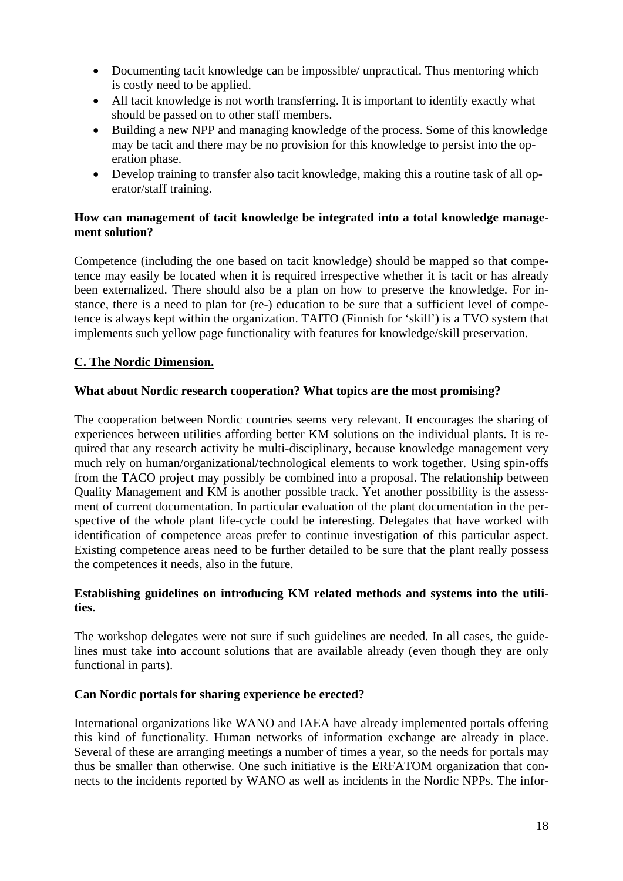- Documenting tacit knowledge can be impossible/ unpractical. Thus mentoring which is costly need to be applied.
- All tacit knowledge is not worth transferring. It is important to identify exactly what should be passed on to other staff members.
- Building a new NPP and managing knowledge of the process. Some of this knowledge may be tacit and there may be no provision for this knowledge to persist into the operation phase.
- Develop training to transfer also tacit knowledge, making this a routine task of all operator/staff training.

**How can management of tacit knowledge be integrated into a total knowledge management solution?**

Competence (including the one based on tacit knowledge) should be mapped so that competence may easily be located when it is required irrespective whether it is tacit or has already been externalized. There should also be a plan on how to preserve the knowledge. For instance, there is a need to plan for (re-) education to be sure that a sufficient level of competence is always kept within the organization. TAITO (Finnish for 'skill') is a TVO system that implements such yellow page functionality with features for knowledge/skill preservation.

## C. The Nordic Dimension.

**What about Nordic research cooperation? What topics are the most promising?**

The cooperation between Nordic countries seems very relevant. It encourages the sharing of experiences between utilities affording better KM solutions on the individual plants. It is required that any research activity be multi-disciplinary, because knowledge management very much rely on human/organizational/technological elements to work together. Using spin-offs from the TACO project may possibly be combined into a proposal. The relationship between Quality Management and KM is another possible track. Yet another possibility is the assessment of current documentation. In particular evaluation of the plant documentation in the perspective of the whole plant life-cycle could be interesting. Delegates that have worked with identification of competence areas prefer to continue investigation of this particular aspect. Existing competence areas need to be further detailed to be sure that the plant really possess the competences it needs, also in the future.

**Establishing guidelines on introducing KM related methods and systems into the utilities.**

The workshop delegates were not sure if such guidelines are needed. In all cases, the guidelines must take into account solutions that are available already (even though they are only functional in parts).

**Can Nordic portals for sharing experience be erected?**

International organizations like WANO and IAEA have already implemented portals offering this kind of functionality. Human networks of information exchange are already in place. Several of these are arranging meetings a number of times a year, so the needs for portals may thus be smaller than otherwise. One such initiative is the ERFATOM organization that connects to the incidents reported by WANO as well as incidents in the Nordic NPPs. The infor-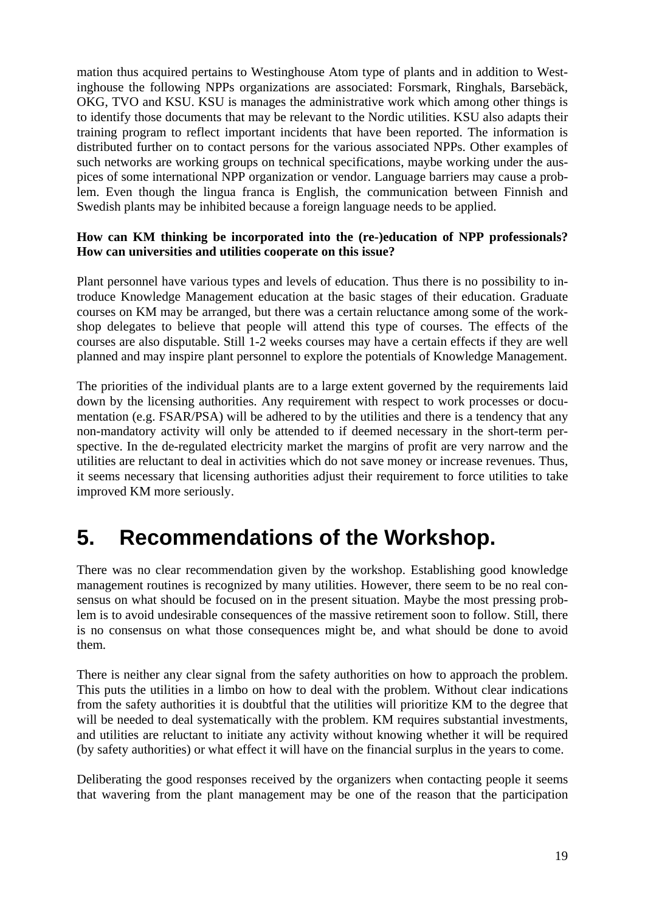mation thus acquired pertains to Westinghouse Atom type of plants and in addition to Westinghouse the following NPPs organizations are associated: Forsmark, Ringhals, Barsebäck, OKG, TVO and KSU. KSU is manages the administrative work which among other things is to identify those documents that may be relevant to the Nordic utilities. KSU also adapts their training program to reflect important incidents that have been reported. The information is distributed further on to contact persons for the various associated NPPs. Other examples of such networks are working groups on technical specifications, maybe working under the auspices of some international NPP organization or vendor. Language barriers may cause a problem. Even though the lingua franca is English, the communication between Finnish and Swedish plants may be inhibited because a foreign language needs to be applied.

**How can KM thinking be incorporated into the (re-)education of NPP professionals? How can universities and utilities cooperate on this issue?**

Plant personnel have various types and levels of education. Thus there is no possibility to introduce Knowledge Management education at the basic stages of their education. Graduate courses on KM may be arranged, but there was a certain reluctance among some of the workshop delegates to believe that people will attend this type of courses. The effects of the courses are also disputable. Still 1-2 weeks courses may have a certain effects if they are well planned and may inspire plant personnel to explore the potentials of Knowledge Management.

The priorities of the individual plants are to a large extent governed by the requirements laid down by the licensing authorities. Any requirement with respect to work processes or documentation (e.g. FSAR/PSA) will be adhered to by the utilities and there is a tendency that any non-mandatory activity will only be attended to if deemed necessary in the short-term perspective. In the de-regulated electricity market the margins of profit are very narrow and the utilities are reluctant to deal in activities which do not save money or increase revenues. Thus, it seems necessary that licensing authorities adjust their requirement to force utilities to take improved KM more seriously.

# 5. Recommendations of the Workshop.

There was no clear recommendation given by the workshop. Establishing good knowledge management routines is recognized by many utilities. However, there seem to be no real consensus on what should be focused on in the present situation. Maybe the most pressing problem is to avoid undesirable consequences of the massive retirement soon to follow. Still, there is no consensus on what those consequences might be, and what should be done to avoid them.

There is neither any clear signal from the safety authorities on how to approach the problem. This puts the utilities in a limbo on how to deal with the problem. Without clear indications from the safety authorities it is doubtful that the utilities will prioritize KM to the degree that will be needed to deal systematically with the problem. KM requires substantial investments, and utilities are reluctant to initiate any activity without knowing whether it will be required (by safety authorities) or what effect it will have on the financial surplus in the years to come.

Deliberating the good responses received by the organizers when contacting people it seems that wavering from the plant management may be one of the reason that the participation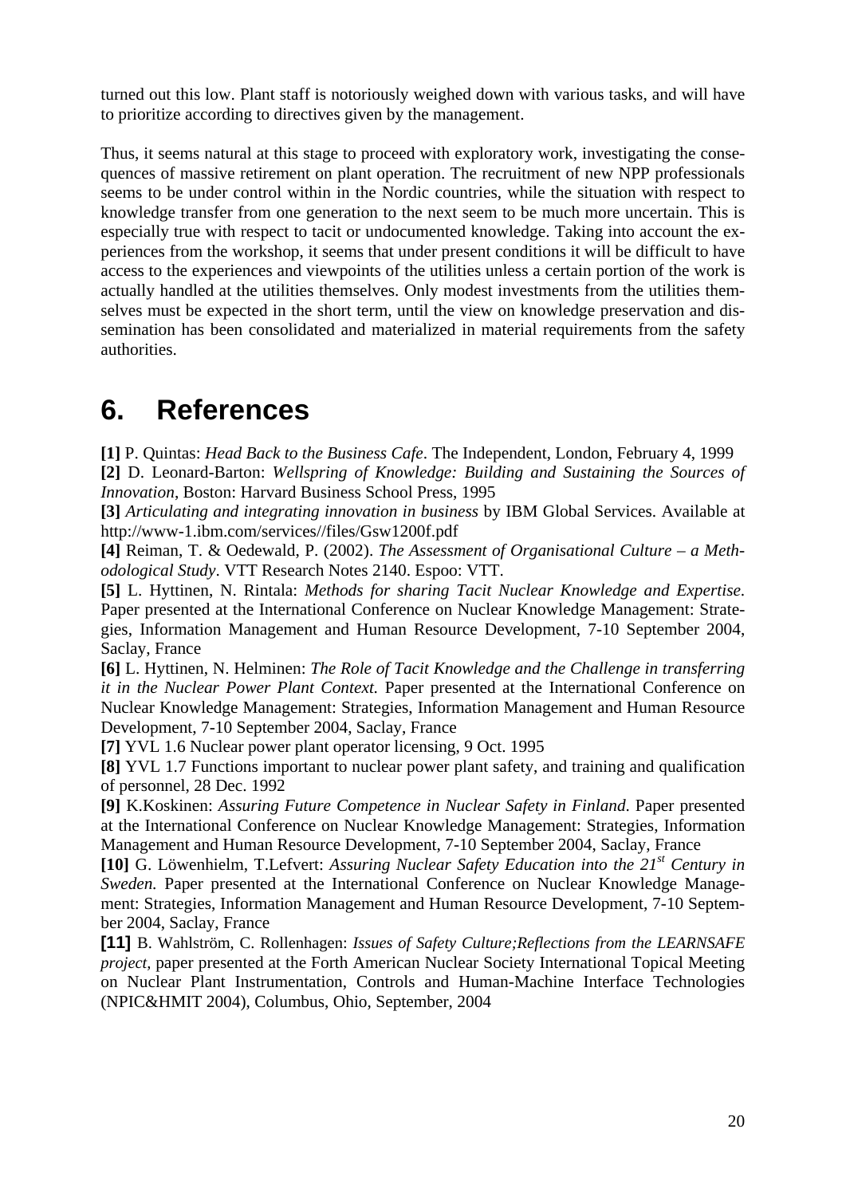turned out this low. Plant staff is notoriously weighed down with various tasks, and will have to prioritize according to directives given by the management.

Thus, it seems natural at this stage to proceed with exploratory work, investigating the consequences of massive retirement on plant operation. The recruitment of new NPP professionals seems to be under control within in the Nordic countries, while the situation with respect to knowledge transfer from one generation to the next seem to be much more uncertain. This is especially true with respect to tacit or undocumented knowledge. Taking into account the experiences from the workshop, it seems that under present conditions it will be difficult to have access to the experiences and viewpoints of the utilities unless a certain portion of the work is actually handled at the utilities themselves. Only modest investments from the utilities themselves must be expected in the short term, until the view on knowledge preservation and dissemination has been consolidated and materialized in material requirements from the safety authorities.

# 6. References

**[1]** P. Quintas: *Head Back to the Business Cafe*. The Independent, London, February 4, 1999

**[2]** D. Leonard-Barton: *Wellspring of Knowledge: Building and Sustaining the Sources of Innovation*, Boston: Harvard Business School Press, 1995

**[3]** *Articulating and integrating innovation in business* by IBM Global Services. Available at http://www-1.ibm.com/services//files/Gsw1200f.pdf

**[4]** Reiman, T. & Oedewald, P. (2002). *The Assessment of Organisational Culture – a Methodological Study*. VTT Research Notes 2140. Espoo: VTT.

**[5]** L. Hyttinen, N. Rintala: *Methods for sharing Tacit Nuclear Knowledge and Expertise*. Paper presented at the International Conference on Nuclear Knowledge Management: Strategies, Information Management and Human Resource Development, 7-10 September 2004, Saclay, France

**[6]** L. Hyttinen, N. Helminen: *The Role of Tacit Knowledge and the Challenge in transferring it in the Nuclear Power Plant Context.* Paper presented at the International Conference on Nuclear Knowledge Management: Strategies, Information Management and Human Resource Development, 7-10 September 2004, Saclay, France

**[7]** YVL 1.6 Nuclear power plant operator licensing, 9 Oct. 1995

**[8]** YVL 1.7 Functions important to nuclear power plant safety, and training and qualification of personnel, 28 Dec. 1992

**[9]** K.Koskinen: *Assuring Future Competence in Nuclear Safety in Finland*. Paper presented at the International Conference on Nuclear Knowledge Management: Strategies, Information Management and Human Resource Development, 7-10 September 2004, Saclay, France

**[10]** G. Löwenhielm, T.Lefvert: *Assuring Nuclear Safety Education into the 21st Century in Sweden.* Paper presented at the International Conference on Nuclear Knowledge Management: Strategies, Information Management and Human Resource Development, 7-10 September 2004, Saclay, France

**[11]** B. Wahlström, C. Rollenhagen: *Issues of Safety Culture;Reflections from the LEARNSAFE project,* paper presented at the Forth American Nuclear Society International Topical Meeting on Nuclear Plant Instrumentation, Controls and Human-Machine Interface Technologies (NPIC&HMIT 2004), Columbus, Ohio, September, 2004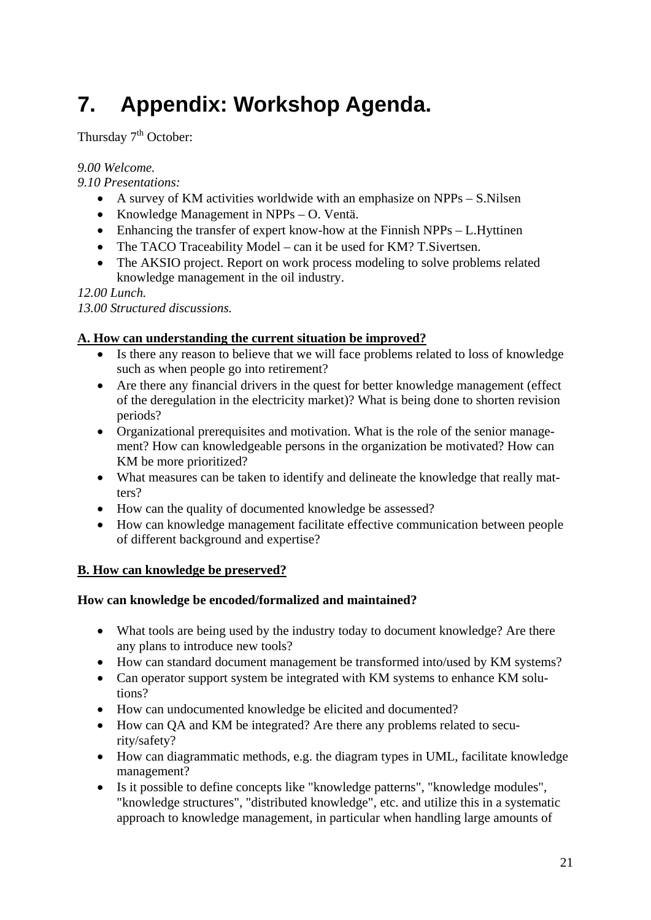# 7. Appendix: Workshop Agenda.

Thursday 7th October:

*9.00 Welcome.*
*9.10 Presentations:*

- A survey of KM activities worldwide with an emphasize on NPPs – S.Nilsen
- Knowledge Management in NPPs – O. Ventä.
- Enhancing the transfer of expert know-how at the Finnish NPPs – L.Hyttinen
- The TACO Traceability Model – can it be used for KM? T.Sivertsen.
- The AKSIO project. Report on work process modeling to solve problems related knowledge management in the oil industry.

*12.00 Lunch.*
*13.00 Structured discussions.*

**A. How can understanding the current situation be improved?**

- Is there any reason to believe that we will face problems related to loss of knowledge such as when people go into retirement?
- Are there any financial drivers in the quest for better knowledge management (effect of the deregulation in the electricity market)? What is being done to shorten revision periods?
- Organizational prerequisites and motivation. What is the role of the senior management? How can knowledgeable persons in the organization be motivated? How can KM be more prioritized?
- What measures can be taken to identify and delineate the knowledge that really matters?
- How can the quality of documented knowledge be assessed?
- How can knowledge management facilitate effective communication between people of different background and expertise?

**B. How can knowledge be preserved?**

**How can knowledge be encoded/formalized and maintained?**

- What tools are being used by the industry today to document knowledge? Are there any plans to introduce new tools?
- How can standard document management be transformed into/used by KM systems?
- Can operator support system be integrated with KM systems to enhance KM solutions?
- How can undocumented knowledge be elicited and documented?
- How can QA and KM be integrated? Are there any problems related to security/safety?
- How can diagrammatic methods, e.g. the diagram types in UML, facilitate knowledge management?
- Is it possible to define concepts like "knowledge patterns", "knowledge modules", "knowledge structures", "distributed knowledge", etc. and utilize this in a systematic approach to knowledge management, in particular when handling large amounts of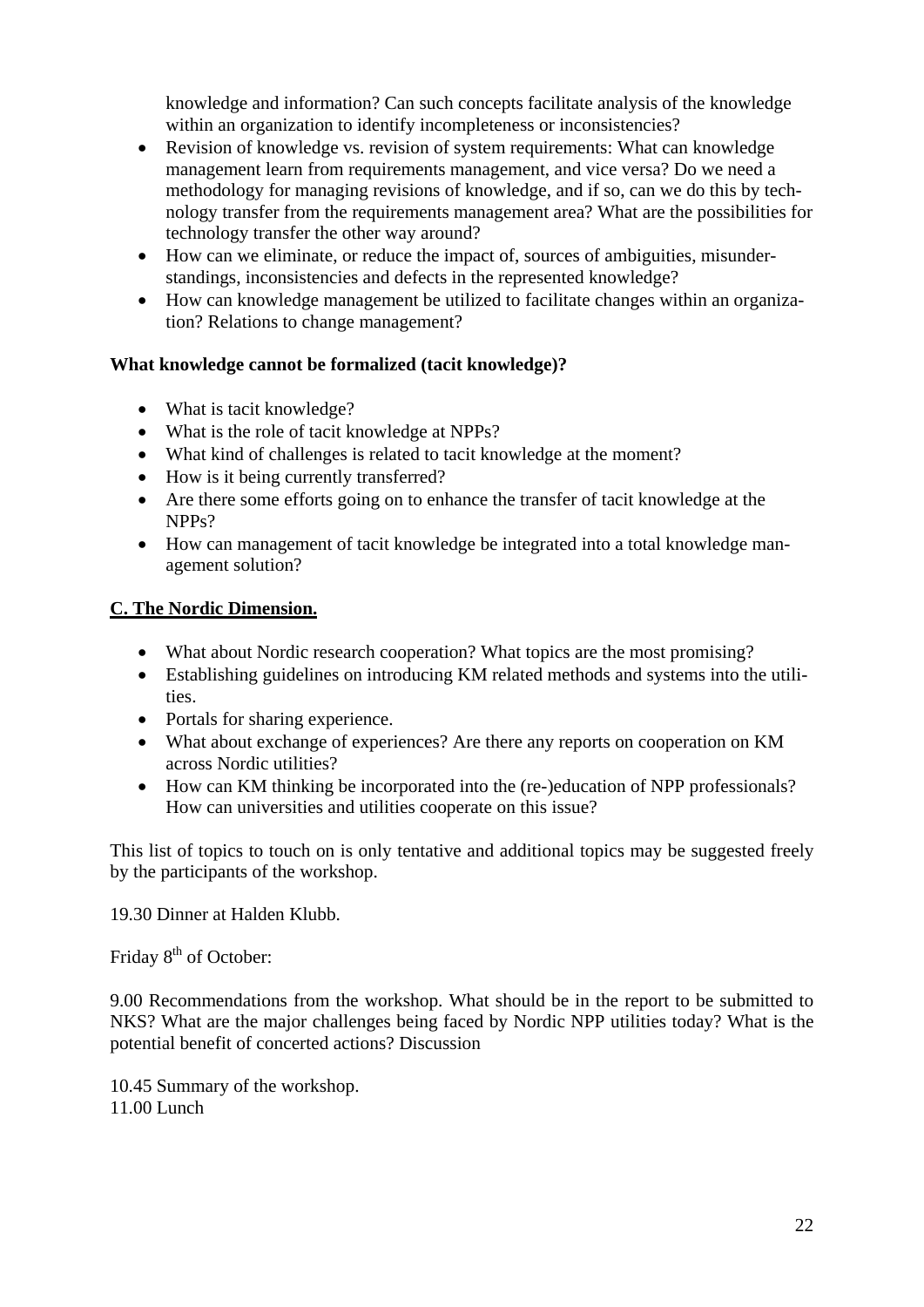knowledge and information? Can such concepts facilitate analysis of the knowledge within an organization to identify incompleteness or inconsistencies?

- Revision of knowledge vs. revision of system requirements: What can knowledge management learn from requirements management, and vice versa? Do we need a methodology for managing revisions of knowledge, and if so, can we do this by technology transfer from the requirements management area? What are the possibilities for technology transfer the other way around?
- How can we eliminate, or reduce the impact of, sources of ambiguities, misunderstandings, inconsistencies and defects in the represented knowledge?
- How can knowledge management be utilized to facilitate changes within an organization? Relations to change management?

**What knowledge cannot be formalized (tacit knowledge)?**

- What is tacit knowledge?
- What is the role of tacit knowledge at NPPs?
- What kind of challenges is related to tacit knowledge at the moment?
- How is it being currently transferred?
- Are there some efforts going on to enhance the transfer of tacit knowledge at the NPPs?
- How can management of tacit knowledge be integrated into a total knowledge management solution?

**C. The Nordic Dimension.**

- What about Nordic research cooperation? What topics are the most promising?
- Establishing guidelines on introducing KM related methods and systems into the utilities.
- Portals for sharing experience.
- What about exchange of experiences? Are there any reports on cooperation on KM across Nordic utilities?
- How can KM thinking be incorporated into the (re-)education of NPP professionals? How can universities and utilities cooperate on this issue?

This list of topics to touch on is only tentative and additional topics may be suggested freely by the participants of the workshop.

19.30 Dinner at Halden Klubb.

Friday 8th of October:

9.00 Recommendations from the workshop. What should be in the report to be submitted to NKS? What are the major challenges being faced by Nordic NPP utilities today? What is the potential benefit of concerted actions? Discussion

10.45 Summary of the workshop.
11.00 Lunch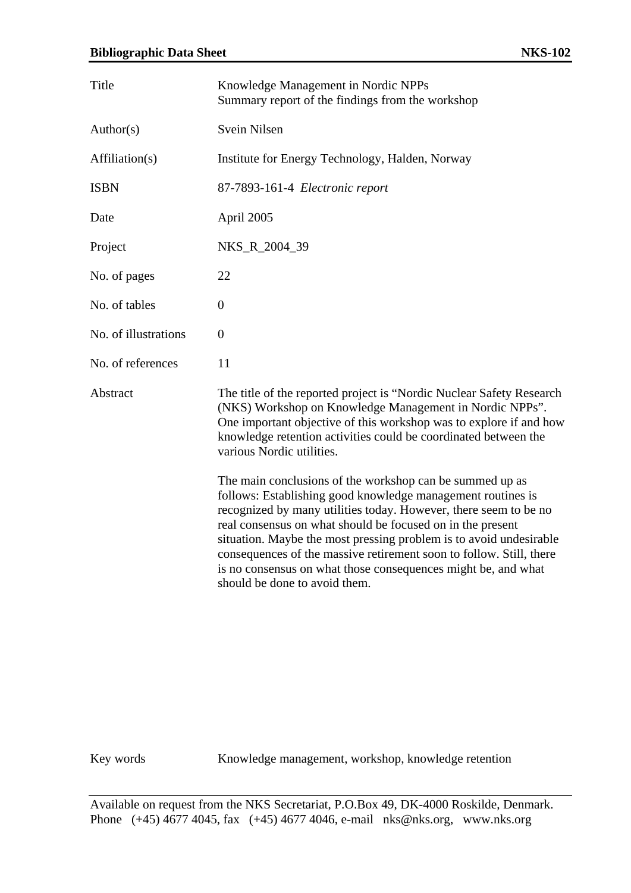**Bibliographic Data Sheet** **NKS-102**

| | |
|---|---|
| Title | Knowledge Management in Nordic NPPs<br>Summary report of the findings from the workshop |
| Author(s) | Svein Nilsen |
| Affiliation(s) | Institute for Energy Technology, Halden, Norway |
| ISBN | 87-7893-161-4 *Electronic report* |
| Date | April 2005 |
| Project | NKS_R_2004_39 |
| No. of pages | 22 |
| No. of tables | 0 |
| No. of illustrations | 0 |
| No. of references | 11 |
| Abstract | The title of the reported project is "Nordic Nuclear Safety Research (NKS) Workshop on Knowledge Management in Nordic NPPs". One important objective of this workshop was to explore if and how knowledge retention activities could be coordinated between the various Nordic utilities.<br><br>The main conclusions of the workshop can be summed up as follows: Establishing good knowledge management routines is recognized by many utilities today. However, there seem to be no real consensus on what should be focused on in the present situation. Maybe the most pressing problem is to avoid undesirable consequences of the massive retirement soon to follow. Still, there is no consensus on what those consequences might be, and what should be done to avoid them. |
| Key words | Knowledge management, workshop, knowledge retention |

Available on request from the NKS Secretariat, P.O.Box 49, DK-4000 Roskilde, Denmark.
Phone (+45) 4677 4045, fax (+45) 4677 4046, e-mail nks@nks.org, www.nks.org